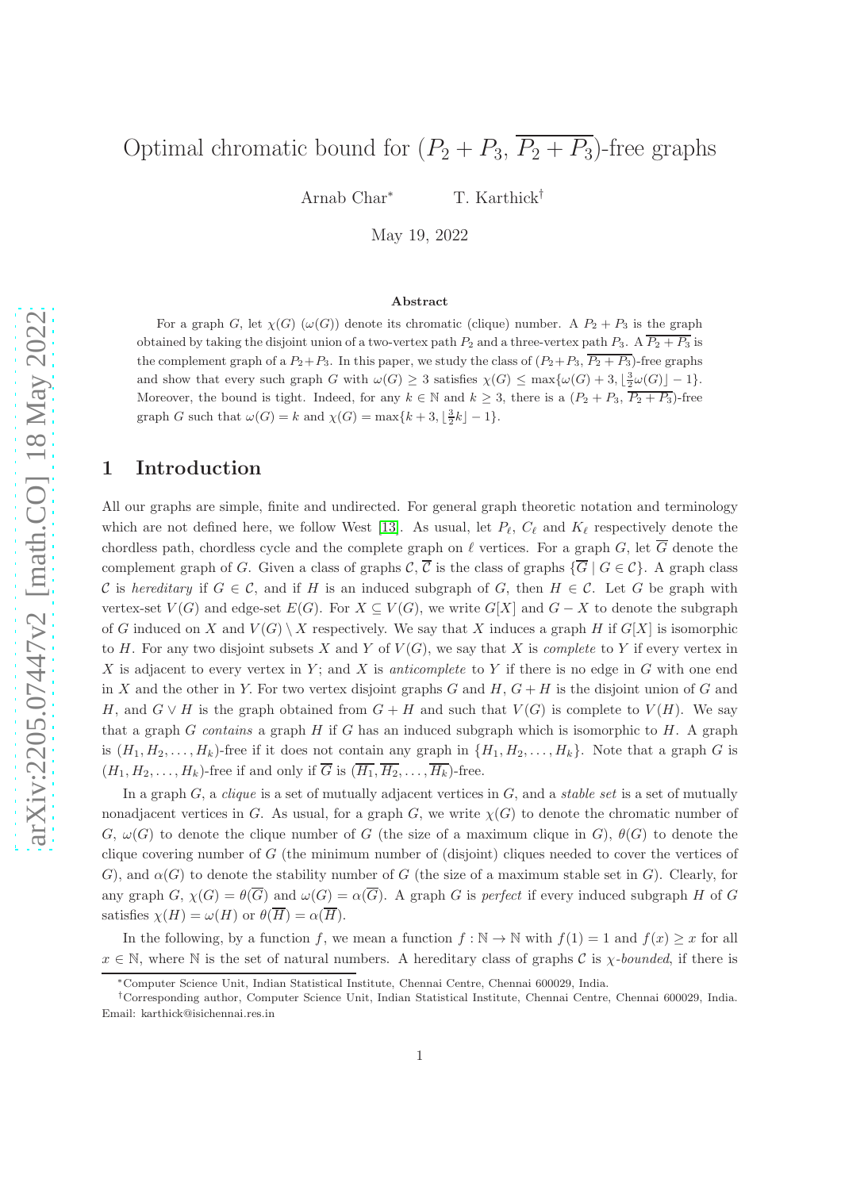# Optimal chromatic bound for ($P_2 + P_3$, $\overline{P_2 + P_3}$)-free graphs

Arnab Char[*] T. Karthick[†]

May 19, 2022

### Abstract

For a graph $G$, let $\chi(G)$ ($\omega(G)$) denote its chromatic (clique) number. A $P_2 + P_3$ is the graph obtained by taking the disjoint union of a two-vertex path $P_2$ and a three-vertex path $P_3$. A $\overline{P_2 + P_3}$ is the complement graph of a $P_2+P_3$. In this paper, we study the class of ($P_2+P_3$, $\overline{P_2 + P_3}$)-free graphs and show that every such graph $G$ with $\omega(G) \geq 3$ satisfies $\chi(G) \leq \max\{\omega(G) + 3, \lfloor\frac{3}{2}\omega(G)\rfloor - 1\}$. Moreover, the bound is tight. Indeed, for any $k \in \mathbb{N}$ and $k \geq 3$, there is a ($P_2 + P_3$, $\overline{P_2 + P_3}$)-free graph $G$ such that $\omega(G) = k$ and $\chi(G) = \max\{k + 3, \lfloor\frac{3}{2}k\rfloor - 1\}$.

## 1 Introduction

All our graphs are simple, finite and undirected. For general graph theoretic notation and terminology which are not defined here, we follow West [13]. As usual, let $P_\ell$, $C_\ell$ and $K_\ell$ respectively denote the chordless path, chordless cycle and the complete graph on $\ell$ vertices. For a graph $G$, let $\overline{G}$ denote the complement graph of $G$. Given a class of graphs $\mathcal{C}$, $\overline{\mathcal{C}}$ is the class of graphs $\{\overline{G} \mid G \in \mathcal{C}\}$. A graph class $\mathcal{C}$ is *hereditary* if $G \in \mathcal{C}$, and if $H$ is an induced subgraph of $G$, then $H \in \mathcal{C}$. Let $G$ be graph with vertex-set $V(G)$ and edge-set $E(G)$. For $X \subseteq V(G)$, we write $G[X]$ and $G - X$ to denote the subgraph of $G$ induced on $X$ and $V(G) \setminus X$ respectively. We say that $X$ induces a graph $H$ if $G[X]$ is isomorphic to $H$. For any two disjoint subsets $X$ and $Y$ of $V(G)$, we say that $X$ is *complete* to $Y$ if every vertex in $X$ is adjacent to every vertex in $Y$; and $X$ is *anticomplete* to $Y$ if there is no edge in $G$ with one end in $X$ and the other in $Y$. For two vertex disjoint graphs $G$ and $H$, $G + H$ is the disjoint union of $G$ and $H$, and $G \vee H$ is the graph obtained from $G + H$ and such that $V(G)$ is complete to $V(H)$. We say that a graph $G$ *contains* a graph $H$ if $G$ has an induced subgraph which is isomorphic to $H$. A graph is $(H_1, H_2, \ldots, H_k)$-free if it does not contain any graph in $\{H_1, H_2, \ldots, H_k\}$. Note that a graph $G$ is $(H_1, H_2, \ldots, H_k)$-free if and only if $\overline{G}$ is $(\overline{H_1}, \overline{H_2}, \ldots, \overline{H_k})$-free.

In a graph $G$, a *clique* is a set of mutually adjacent vertices in $G$, and a *stable set* is a set of mutually nonadjacent vertices in $G$. As usual, for a graph $G$, we write $\chi(G)$ to denote the chromatic number of $G$, $\omega(G)$ to denote the clique number of $G$ (the size of a maximum clique in $G$), $\theta(G)$ to denote the clique covering number of $G$ (the minimum number of (disjoint) cliques needed to cover the vertices of $G$), and $\alpha(G)$ to denote the stability number of $G$ (the size of a maximum stable set in $G$). Clearly, for any graph $G$, $\chi(G) = \theta(\overline{G})$ and $\omega(G) = \alpha(\overline{G})$. A graph $G$ is *perfect* if every induced subgraph $H$ of $G$ satisfies $\chi(H) = \omega(H)$ or $\theta(\overline{H}) = \alpha(\overline{H})$.

In the following, by a function $f$, we mean a function $f : \mathbb{N} \to \mathbb{N}$ with $f(1) = 1$ and $f(x) \geq x$ for all $x \in \mathbb{N}$, where $\mathbb{N}$ is the set of natural numbers. A hereditary class of graphs $\mathcal{C}$ is $\chi$-*bounded*, if there is

[*] Computer Science Unit, Indian Statistical Institute, Chennai Centre, Chennai 600029, India.

[†] Corresponding author, Computer Science Unit, Indian Statistical Institute, Chennai Centre, Chennai 600029, India. Email: karthick@isichennai.res.in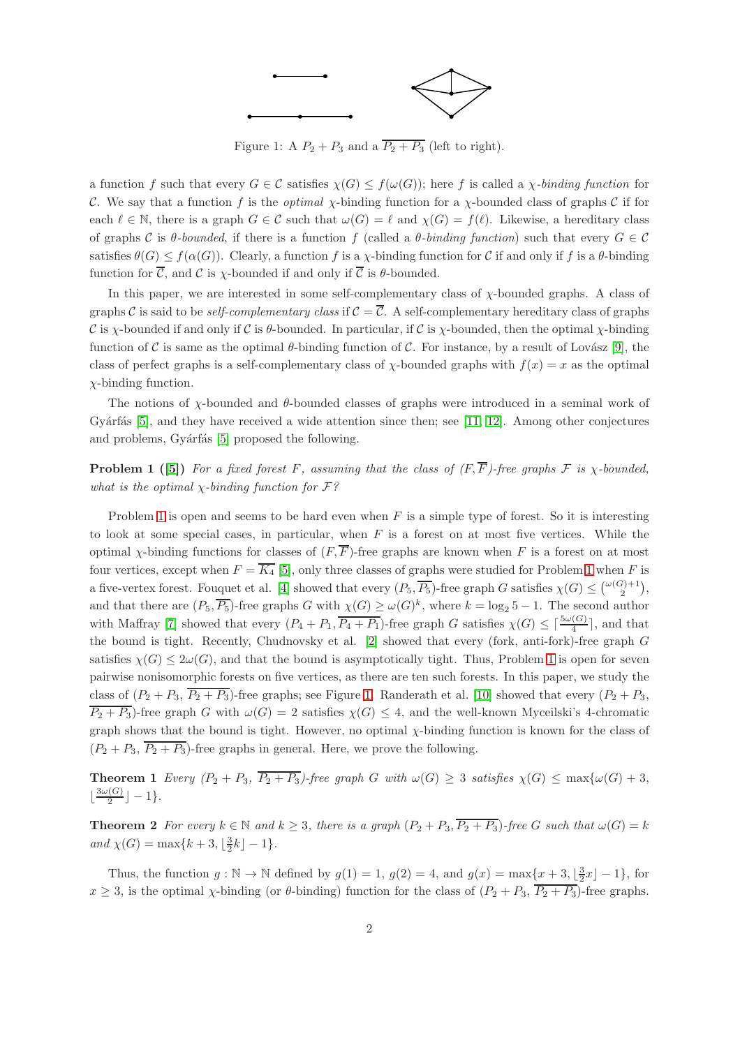Figure 1: A $P_2 + P_3$ and a $\overline{P_2 + P_3}$ (left to right).

a function $f$ such that every $G \in \mathcal{C}$ satisfies $\chi(G) \leq f(\omega(G))$; here $f$ is called a *$\chi$-binding function* for $\mathcal{C}$. We say that a function $f$ is the *optimal* $\chi$-binding function for a $\chi$-bounded class of graphs $\mathcal{C}$ if for each $\ell \in \mathbb{N}$, there is a graph $G \in \mathcal{C}$ such that $\omega(G) = \ell$ and $\chi(G) = f(\ell)$. Likewise, a hereditary class of graphs $\mathcal{C}$ is *$\theta$-bounded*, if there is a function $f$ (called a *$\theta$-binding function*) such that every $G \in \mathcal{C}$ satisfies $\theta(G) \leq f(\alpha(G))$. Clearly, a function $f$ is a $\chi$-binding function for $\mathcal{C}$ if and only if $f$ is a $\theta$-binding function for $\overline{\mathcal{C}}$, and $\mathcal{C}$ is $\chi$-bounded if and only if $\overline{\mathcal{C}}$ is $\theta$-bounded.

In this paper, we are interested in some self-complementary class of $\chi$-bounded graphs. A class of graphs $\mathcal{C}$ is said to be *self-complementary class* if $\mathcal{C} = \overline{\mathcal{C}}$. A self-complementary hereditary class of graphs $\mathcal{C}$ is $\chi$-bounded if and only if $\mathcal{C}$ is $\theta$-bounded. In particular, if $\mathcal{C}$ is $\chi$-bounded, then the optimal $\chi$-binding function of $\mathcal{C}$ is same as the optimal $\theta$-binding function of $\mathcal{C}$. For instance, by a result of Lovász [9], the class of perfect graphs is a self-complementary class of $\chi$-bounded graphs with $f(x) = x$ as the optimal $\chi$-binding function.

The notions of $\chi$-bounded and $\theta$-bounded classes of graphs were introduced in a seminal work of Gyárfás [5], and they have received a wide attention since then; see [11, 12]. Among other conjectures and problems, Gyárfás [5] proposed the following.

**Problem 1 ([5])** *For a fixed forest $F$, assuming that the class of $(F, \overline{F})$-free graphs $\mathcal{F}$ is $\chi$-bounded, what is the optimal $\chi$-binding function for $\mathcal{F}$?*

Problem 1 is open and seems to be hard even when $F$ is a simple type of forest. So it is interesting to look at some special cases, in particular, when $F$ is a forest on at most five vertices. While the optimal $\chi$-binding functions for classes of $(F, \overline{F})$-free graphs are known when $F$ is a forest on at most four vertices, except when $F = \overline{K_4}$ [5], only three classes of graphs were studied for Problem 1 when $F$ is a five-vertex forest. Fouquet et al. [4] showed that every $(P_5, \overline{P_5})$-free graph $G$ satisfies $\chi(G) \leq \binom{\omega(G)+1}{2}$, and that there are $(P_5, \overline{P_5})$-free graphs $G$ with $\chi(G) \geq \omega(G)^k$, where $k = \log_2 5 - 1$. The second author with Maffray [7] showed that every $(P_4 + P_1, \overline{P_4 + P_1})$-free graph $G$ satisfies $\chi(G) \leq \lceil \frac{5\omega(G)}{4} \rceil$, and that the bound is tight. Recently, Chudnovsky et al. [2] showed that every (fork, anti-fork)-free graph $G$ satisfies $\chi(G) \leq 2\omega(G)$, and that the bound is asymptotically tight. Thus, Problem 1 is open for seven pairwise nonisomorphic forests on five vertices, as there are ten such forests. In this paper, we study the class of $(P_2 + P_3, \overline{P_2 + P_3})$-free graphs; see Figure 1. Randerath et al. [10] showed that every $(P_2 + P_3, \overline{P_2 + P_3})$-free graph $G$ with $\omega(G) = 2$ satisfies $\chi(G) \leq 4$, and the well-known Myceilski's 4-chromatic graph shows that the bound is tight. However, no optimal $\chi$-binding function is known for the class of $(P_2 + P_3, \overline{P_2 + P_3})$-free graphs in general. Here, we prove the following.

**Theorem 1** *Every $(P_2 + P_3, \overline{P_2 + P_3})$-free graph $G$ with $\omega(G) \geq 3$ satisfies $\chi(G) \leq \max\{\omega(G) + 3, \lfloor \frac{3\omega(G)}{2} \rfloor - 1\}$.*

**Theorem 2** *For every $k \in \mathbb{N}$ and $k \geq 3$, there is a graph $(P_2 + P_3, \overline{P_2 + P_3})$-free $G$ such that $\omega(G) = k$ and $\chi(G) = \max\{k + 3, \lfloor \frac{3}{2}k \rfloor - 1\}$.*

Thus, the function $g : \mathbb{N} \to \mathbb{N}$ defined by $g(1) = 1$, $g(2) = 4$, and $g(x) = \max\{x + 3, \lfloor \frac{3}{2}x \rfloor - 1\}$, for $x \geq 3$, is the optimal $\chi$-binding (or $\theta$-binding) function for the class of $(P_2 + P_3, \overline{P_2 + P_3})$-free graphs.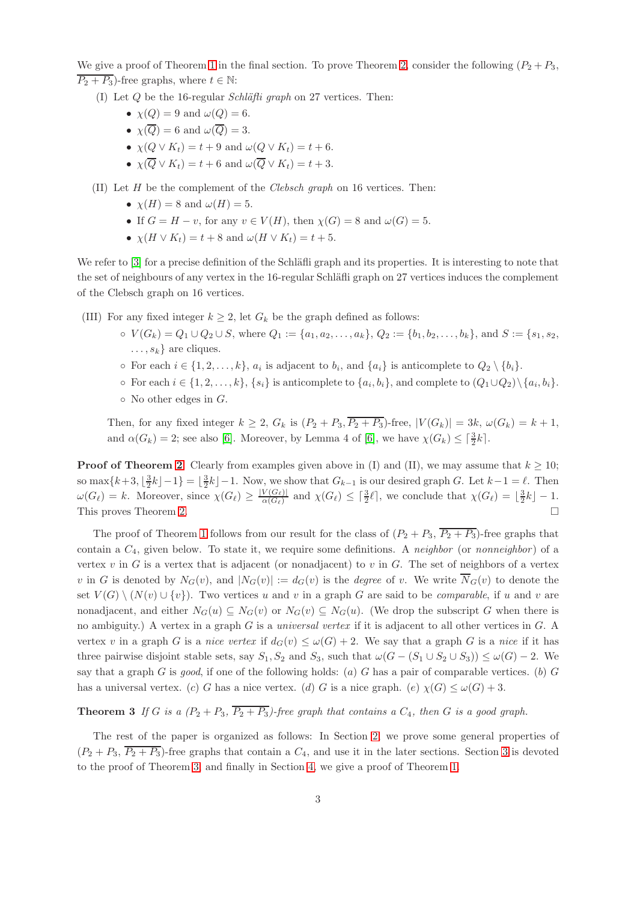We give a proof of Theorem 1 in the final section. To prove Theorem 2, consider the following ($P_2 + P_3$, $\overline{P_2 + P_3}$)-free graphs, where $t \in \mathbb{N}$:

(I) Let $Q$ be the 16-regular *Schläfli graph* on 27 vertices. Then:

- $\chi(Q) = 9$ and $\omega(Q) = 6$.
- $\chi(\overline{Q}) = 6$ and $\omega(\overline{Q}) = 3$.
- $\chi(Q \vee K_t) = t + 9$ and $\omega(Q \vee K_t) = t + 6$.
- $\chi(\overline{Q} \vee K_t) = t + 6$ and $\omega(\overline{Q} \vee K_t) = t + 3$.

(II) Let $H$ be the complement of the *Clebsch graph* on 16 vertices. Then:

- $\chi(H) = 8$ and $\omega(H) = 5$.
- If $G = H - v$, for any $v \in V(H)$, then $\chi(G) = 8$ and $\omega(G) = 5$.
- $\chi(H \vee K_t) = t + 8$ and $\omega(H \vee K_t) = t + 5$.

We refer to [3] for a precise definition of the Schläfli graph and its properties. It is interesting to note that the set of neighbours of any vertex in the 16-regular Schläfli graph on 27 vertices induces the complement of the Clebsch graph on 16 vertices.

(III) For any fixed integer $k \geq 2$, let $G_k$ be the graph defined as follows:

- $V(G_k) = Q_1 \cup Q_2 \cup S$, where $Q_1 := \{a_1, a_2, \ldots, a_k\}$, $Q_2 := \{b_1, b_2, \ldots, b_k\}$, and $S := \{s_1, s_2, \ldots, s_k\}$ are cliques.
- For each $i \in \{1, 2, \ldots, k\}$, $a_i$ is adjacent to $b_i$, and $\{a_i\}$ is anticomplete to $Q_2 \setminus \{b_i\}$.
- For each $i \in \{1, 2, \ldots, k\}$, $\{s_i\}$ is anticomplete to $\{a_i, b_i\}$, and complete to $(Q_1 \cup Q_2) \setminus \{a_i, b_i\}$.
- No other edges in $G$.

Then, for any fixed integer $k \geq 2$, $G_k$ is ($P_2 + P_3, \overline{P_2 + P_3}$)-free, $|V(G_k)| = 3k$, $\omega(G_k) = k + 1$, and $\alpha(G_k) = 2$; see also [6]. Moreover, by Lemma 4 of [6], we have $\chi(G_k) \leq \lceil \frac{3}{2}k \rceil$.

**Proof of Theorem 2.** Clearly from examples given above in (I) and (II), we may assume that $k \geq 10$; so $\max\{k+3, \lfloor \frac{3}{2}k \rfloor - 1\} = \lfloor \frac{3}{2}k \rfloor - 1$. Now, we show that $G_{k-1}$ is our desired graph $G$. Let $k - 1 = \ell$. Then $\omega(G_\ell) = k$. Moreover, since $\chi(G_\ell) \geq \frac{|V(G_\ell)|}{\alpha(G_\ell)}$ and $\chi(G_\ell) \leq \lceil \frac{3}{2}\ell \rceil$, we conclude that $\chi(G_\ell) = \lfloor \frac{3}{2}k \rfloor - 1$. This proves Theorem 2. $\square$

The proof of Theorem 1 follows from our result for the class of ($P_2 + P_3$, $\overline{P_2 + P_3}$)-free graphs that contain a $C_4$, given below. To state it, we require some definitions. A *neighbor* (or *nonneighbor*) of a vertex $v$ in $G$ is a vertex that is adjacent (or nonadjacent) to $v$ in $G$. The set of neighbors of a vertex $v$ in $G$ is denoted by $N_G(v)$, and $|N_G(v)| := d_G(v)$ is the *degree* of $v$. We write $\overline{N}_G(v)$ to denote the set $V(G) \setminus (N(v) \cup \{v\})$. Two vertices $u$ and $v$ in a graph $G$ are said to be *comparable*, if $u$ and $v$ are nonadjacent, and either $N_G(u) \subseteq N_G(v)$ or $N_G(v) \subseteq N_G(u)$. (We drop the subscript $G$ when there is no ambiguity.) A vertex in a graph $G$ is a *universal vertex* if it is adjacent to all other vertices in $G$. A vertex $v$ in a graph $G$ is a *nice vertex* if $d_G(v) \leq \omega(G) + 2$. We say that a graph $G$ is a *nice* if it has three pairwise disjoint stable sets, say $S_1, S_2$ and $S_3$, such that $\omega(G - (S_1 \cup S_2 \cup S_3)) \leq \omega(G) - 2$. We say that a graph $G$ is *good*, if one of the following holds: (*a*) $G$ has a pair of comparable vertices. (*b*) $G$ has a universal vertex. (*c*) $G$ has a nice vertex. (*d*) $G$ is a nice graph. (*e*) $\chi(G) \leq \omega(G) + 3$.

**Theorem 3** *If $G$ is a ($P_2 + P_3$, $\overline{P_2 + P_3}$)-free graph that contains a $C_4$, then $G$ is a good graph.*

The rest of the paper is organized as follows: In Section 2, we prove some general properties of ($P_2 + P_3$, $\overline{P_2 + P_3}$)-free graphs that contain a $C_4$, and use it in the later sections. Section 3 is devoted to the proof of Theorem 3, and finally in Section 4, we give a proof of Theorem 1.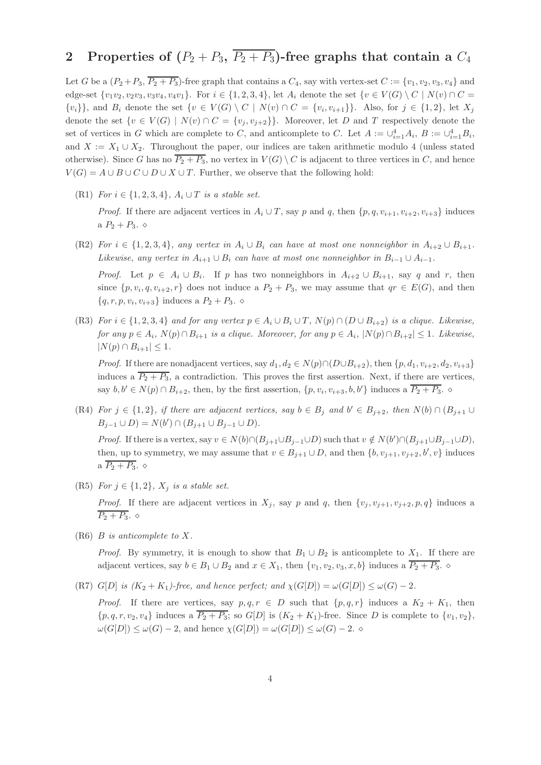## 2 Properties of $(P_2+P_3, \overline{P_2+P_3})$-free graphs that contain a $C_4$

Let $G$ be a $(P_2+P_3, \overline{P_2+P_3})$-free graph that contains a $C_4$, say with vertex-set $C := \{v_1, v_2, v_3, v_4\}$ and edge-set $\{v_1v_2, v_2v_3, v_3v_4, v_4v_1\}$. For $i \in \{1,2,3,4\}$, let $A_i$ denote the set $\{v \in V(G) \setminus C \mid N(v) \cap C = \{v_i\}\}$, and $B_i$ denote the set $\{v \in V(G) \setminus C \mid N(v) \cap C = \{v_i, v_{i+1}\}\}$. Also, for $j \in \{1,2\}$, let $X_j$ denote the set $\{v \in V(G) \mid N(v) \cap C = \{v_j, v_{j+2}\}\}$. Moreover, let $D$ and $T$ respectively denote the set of vertices in $G$ which are complete to $C$, and anticomplete to $C$. Let $A := \cup_{i=1}^4 A_i$, $B := \cup_{i=1}^4 B_i$, and $X := X_1 \cup X_2$. Throughout the paper, our indices are taken arithmetic modulo 4 (unless stated otherwise). Since $G$ has no $\overline{P_2+P_3}$, no vertex in $V(G) \setminus C$ is adjacent to three vertices in $C$, and hence $V(G) = A \cup B \cup C \cup D \cup X \cup T$. Further, we observe that the following hold:

(R1) *For $i \in \{1,2,3,4\}$, $A_i \cup T$ is a stable set.*

*Proof.* If there are adjacent vertices in $A_i \cup T$, say $p$ and $q$, then $\{p, q, v_{i+1}, v_{i+2}, v_{i+3}\}$ induces a $P_2 + P_3$. $\diamond$

(R2) *For $i \in \{1,2,3,4\}$, any vertex in $A_i \cup B_i$ can have at most one nonneighbor in $A_{i+2} \cup B_{i+1}$. Likewise, any vertex in $A_{i+1} \cup B_i$ can have at most one nonneighbor in $B_{i-1} \cup A_{i-1}$.*

*Proof.* Let $p \in A_i \cup B_i$. If $p$ has two nonneighbors in $A_{i+2} \cup B_{i+1}$, say $q$ and $r$, then since $\{p, v_i, q, v_{i+2}, r\}$ does not induce a $P_2 + P_3$, we may assume that $qr \in E(G)$, and then $\{q, r, p, v_i, v_{i+3}\}$ induces a $P_2 + P_3$. $\diamond$

(R3) *For $i \in \{1,2,3,4\}$ and for any vertex $p \in A_i \cup B_i \cup T$, $N(p) \cap (D \cup B_{i+2})$ is a clique. Likewise, for any $p \in A_i$, $N(p) \cap B_{i+1}$ is a clique. Moreover, for any $p \in A_i$, $|N(p) \cap B_{i+2}| \leq 1$. Likewise, $|N(p) \cap B_{i+1}| \leq 1$.*

*Proof.* If there are nonadjacent vertices, say $d_1, d_2 \in N(p) \cap (D \cup B_{i+2})$, then $\{p, d_1, v_{i+2}, d_2, v_{i+3}\}$ induces a $\overline{P_2+P_3}$, a contradiction. This proves the first assertion. Next, if there are vertices, say $b, b' \in N(p) \cap B_{i+2}$, then, by the first assertion, $\{p, v_i, v_{i+3}, b, b'\}$ induces a $\overline{P_2+P_3}$. $\diamond$

(R4) *For $j \in \{1,2\}$, if there are adjacent vertices, say $b \in B_j$ and $b' \in B_{j+2}$, then $N(b) \cap (B_{j+1} \cup B_{j-1} \cup D) = N(b') \cap (B_{j+1} \cup B_{j-1} \cup D)$.*

*Proof.* If there is a vertex, say $v \in N(b) \cap (B_{j+1} \cup B_{j-1} \cup D)$ such that $v \notin N(b') \cap (B_{j+1} \cup B_{j-1} \cup D)$, then, up to symmetry, we may assume that $v \in B_{j+1} \cup D$, and then $\{b, v_{j+1}, v_{j+2}, b', v\}$ induces a $\overline{P_2+P_3}$. $\diamond$

(R5) *For $j \in \{1,2\}$, $X_j$ is a stable set.*

*Proof.* If there are adjacent vertices in $X_j$, say $p$ and $q$, then $\{v_j, v_{j+1}, v_{j+2}, p, q\}$ induces a $\overline{P_2+P_3}$. $\diamond$

(R6) *$B$ is anticomplete to $X$.*

*Proof.* By symmetry, it is enough to show that $B_1 \cup B_2$ is anticomplete to $X_1$. If there are adjacent vertices, say $b \in B_1 \cup B_2$ and $x \in X_1$, then $\{v_1, v_2, v_3, x, b\}$ induces a $\overline{P_2+P_3}$. $\diamond$

(R7) *$G[D]$ is $(K_2+K_1)$-free, and hence perfect; and $\chi(G[D]) = \omega(G[D]) \leq \omega(G) - 2$.*

*Proof.* If there are vertices, say $p, q, r \in D$ such that $\{p, q, r\}$ induces a $K_2 + K_1$, then $\{p, q, r, v_2, v_4\}$ induces a $\overline{P_2+P_3}$; so $G[D]$ is $(K_2+K_1)$-free. Since $D$ is complete to $\{v_1, v_2\}$, $\omega(G[D]) \leq \omega(G) - 2$, and hence $\chi(G[D]) = \omega(G[D]) \leq \omega(G) - 2$. $\diamond$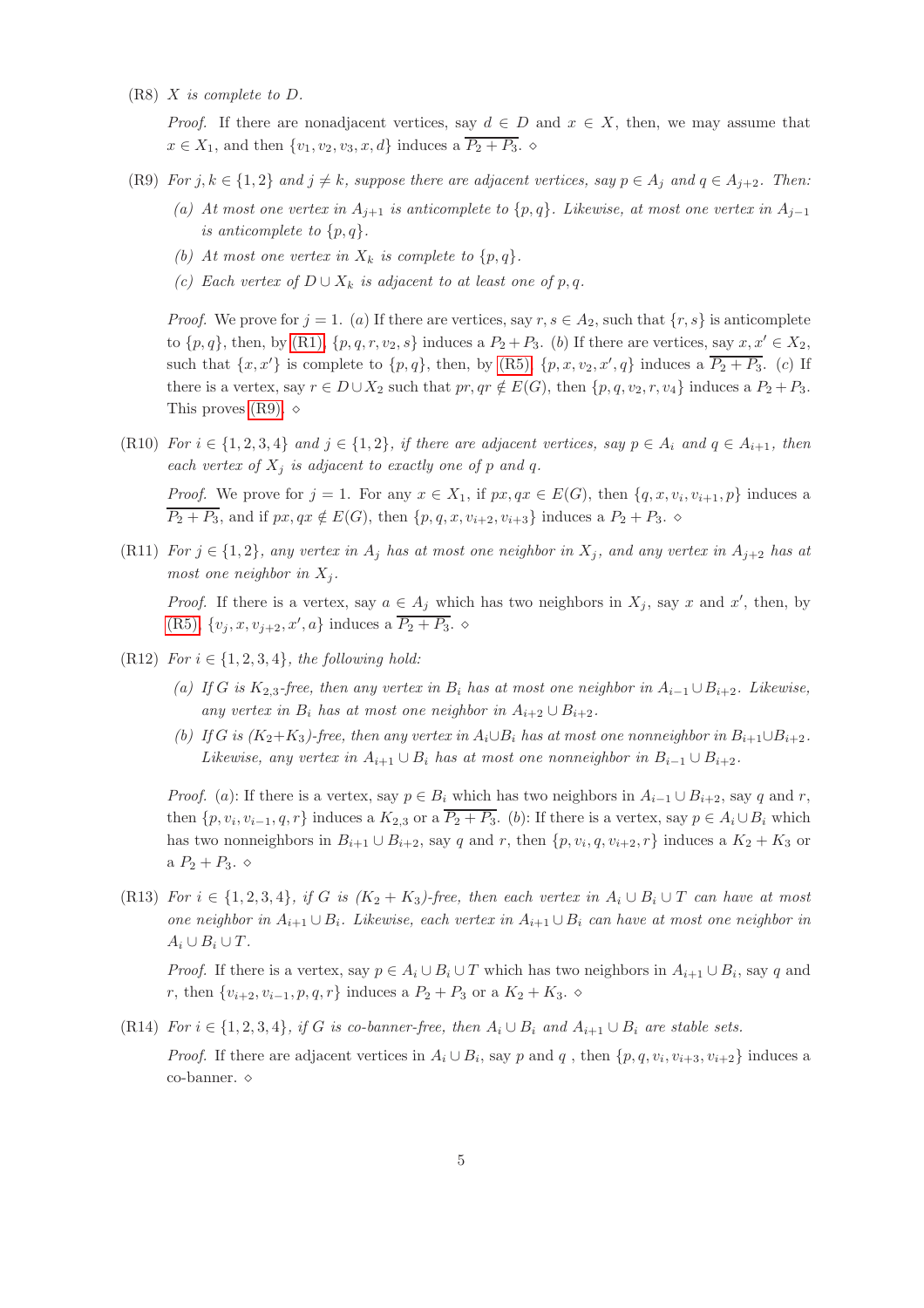(R8) *$X$ is complete to $D$.*

*Proof.* If there are nonadjacent vertices, say $d \in D$ and $x \in X$, then, we may assume that $x \in X_1$, and then $\{v_1, v_2, v_3, x, d\}$ induces a $\overline{P_2 + P_3}$. $\diamond$

(R9) *For $j, k \in \{1, 2\}$ and $j \neq k$, suppose there are adjacent vertices, say $p \in A_j$ and $q \in A_{j+2}$. Then:*

*(a) At most one vertex in $A_{j+1}$ is anticomplete to $\{p, q\}$. Likewise, at most one vertex in $A_{j-1}$ is anticomplete to $\{p, q\}$.*

*(b) At most one vertex in $X_k$ is complete to $\{p, q\}$.*

*(c) Each vertex of $D \cup X_k$ is adjacent to at least one of $p, q$.*

*Proof.* We prove for $j = 1$. $(a)$ If there are vertices, say $r, s \in A_2$, such that $\{r, s\}$ is anticomplete to $\{p, q\}$, then, by (R1), $\{p, q, r, v_2, s\}$ induces a $P_2 + P_3$. $(b)$ If there are vertices, say $x, x' \in X_2$, such that $\{x, x'\}$ is complete to $\{p, q\}$, then, by (R5), $\{p, x, v_2, x', q\}$ induces a $\overline{P_2 + P_3}$. $(c)$ If there is a vertex, say $r \in D \cup X_2$ such that $pr, qr \notin E(G)$, then $\{p, q, v_2, r, v_4\}$ induces a $P_2 + P_3$. This proves (R9). $\diamond$

(R10) *For $i \in \{1, 2, 3, 4\}$ and $j \in \{1, 2\}$, if there are adjacent vertices, say $p \in A_i$ and $q \in A_{i+1}$, then each vertex of $X_j$ is adjacent to exactly one of $p$ and $q$.*

*Proof.* We prove for $j = 1$. For any $x \in X_1$, if $px, qx \in E(G)$, then $\{q, x, v_i, v_{i+1}, p\}$ induces a $\overline{P_2 + P_3}$, and if $px, qx \notin E(G)$, then $\{p, q, x, v_{i+2}, v_{i+3}\}$ induces a $P_2 + P_3$. $\diamond$

(R11) *For $j \in \{1, 2\}$, any vertex in $A_j$ has at most one neighbor in $X_j$, and any vertex in $A_{j+2}$ has at most one neighbor in $X_j$.*

*Proof.* If there is a vertex, say $a \in A_j$ which has two neighbors in $X_j$, say $x$ and $x'$, then, by (R5), $\{v_j, x, v_{j+2}, x', a\}$ induces a $\overline{P_2 + P_3}$. $\diamond$

(R12) *For $i \in \{1, 2, 3, 4\}$, the following hold:*

*(a) If $G$ is $K_{2,3}$-free, then any vertex in $B_i$ has at most one neighbor in $A_{i-1} \cup B_{i+2}$. Likewise, any vertex in $B_i$ has at most one neighbor in $A_{i+2} \cup B_{i+2}$.*

*(b) If $G$ is $(K_2 + K_3)$-free, then any vertex in $A_i \cup B_i$ has at most one nonneighbor in $B_{i+1} \cup B_{i+2}$. Likewise, any vertex in $A_{i+1} \cup B_i$ has at most one nonneighbor in $B_{i-1} \cup B_{i+2}$.*

*Proof.* $(a)$: If there is a vertex, say $p \in B_i$ which has two neighbors in $A_{i-1} \cup B_{i+2}$, say $q$ and $r$, then $\{p, v_i, v_{i-1}, q, r\}$ induces a $K_{2,3}$ or a $\overline{P_2 + P_3}$. $(b)$: If there is a vertex, say $p \in A_i \cup B_i$ which has two nonneighbors in $B_{i+1} \cup B_{i+2}$, say $q$ and $r$, then $\{p, v_i, q, v_{i+2}, r\}$ induces a $K_2 + K_3$ or a $P_2 + P_3$. $\diamond$

(R13) *For $i \in \{1, 2, 3, 4\}$, if $G$ is $(K_2 + K_3)$-free, then each vertex in $A_i \cup B_i \cup T$ can have at most one neighbor in $A_{i+1} \cup B_i$. Likewise, each vertex in $A_{i+1} \cup B_i$ can have at most one neighbor in $A_i \cup B_i \cup T$.*

*Proof.* If there is a vertex, say $p \in A_i \cup B_i \cup T$ which has two neighbors in $A_{i+1} \cup B_i$, say $q$ and $r$, then $\{v_{i+2}, v_{i-1}, p, q, r\}$ induces a $P_2 + P_3$ or a $K_2 + K_3$. $\diamond$

(R14) *For $i \in \{1, 2, 3, 4\}$, if $G$ is co-banner-free, then $A_i \cup B_i$ and $A_{i+1} \cup B_i$ are stable sets.*

*Proof.* If there are adjacent vertices in $A_i \cup B_i$, say $p$ and $q$ , then $\{p, q, v_i, v_{i+3}, v_{i+2}\}$ induces a co-banner. $\diamond$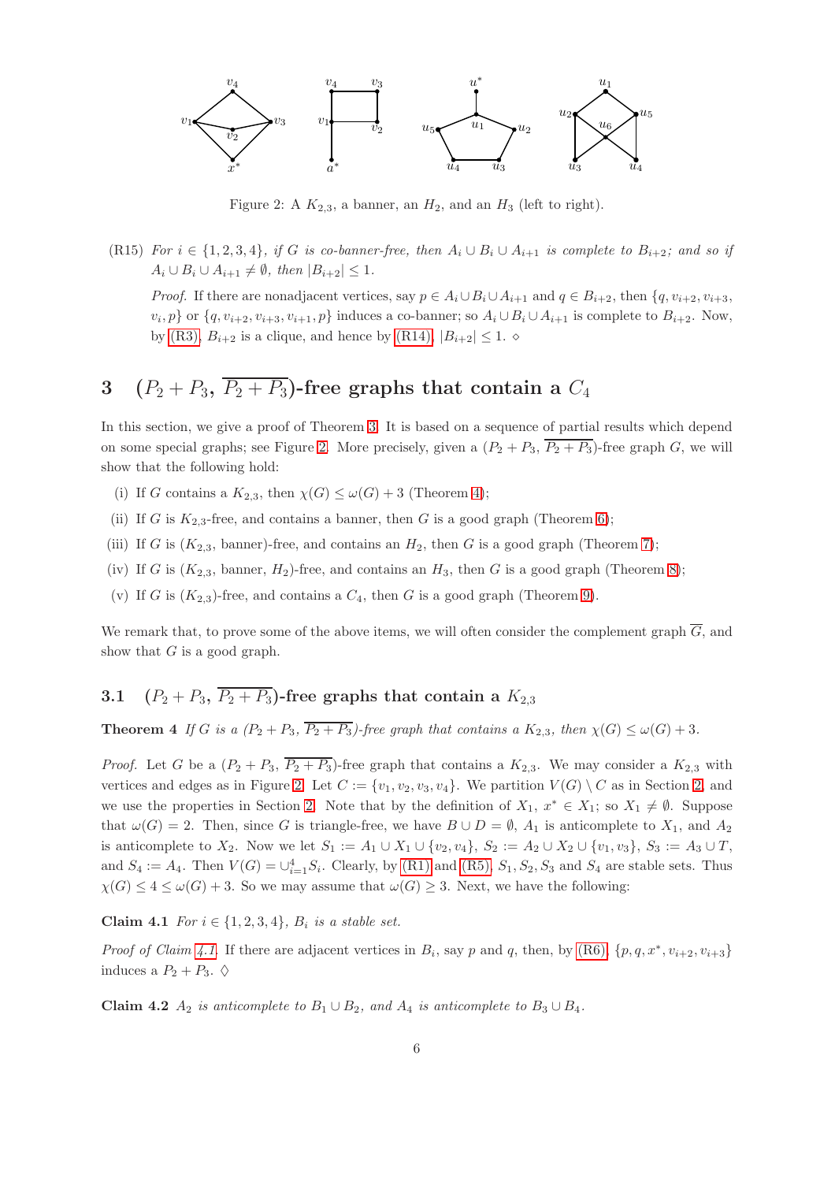Figure 2: A $K_{2,3}$, a banner, an $H_2$, and an $H_3$ (left to right).

(R15) *For $i \in \{1,2,3,4\}$, if $G$ is co-banner-free, then $A_i \cup B_i \cup A_{i+1}$ is complete to $B_{i+2}$; and so if $A_i \cup B_i \cup A_{i+1} \neq \emptyset$, then $|B_{i+2}| \leq 1$.*

*Proof.* If there are nonadjacent vertices, say $p \in A_i \cup B_i \cup A_{i+1}$ and $q \in B_{i+2}$, then $\{q, v_{i+2}, v_{i+3}, v_i, p\}$ or $\{q, v_{i+2}, v_{i+3}, v_{i+1}, p\}$ induces a co-banner; so $A_i \cup B_i \cup A_{i+1}$ is complete to $B_{i+2}$. Now, by (R3), $B_{i+2}$ is a clique, and hence by (R14), $|B_{i+2}| \leq 1$. $\diamond$

# 3 $(P_2 + P_3, \overline{P_2 + P_3})$-free graphs that contain a $C_4$

In this section, we give a proof of Theorem 3. It is based on a sequence of partial results which depend on some special graphs; see Figure 2. More precisely, given a $(P_2 + P_3, \overline{P_2 + P_3})$-free graph $G$, we will show that the following hold:

(i) If $G$ contains a $K_{2,3}$, then $\chi(G) \leq \omega(G) + 3$ (Theorem 4);

(ii) If $G$ is $K_{2,3}$-free, and contains a banner, then $G$ is a good graph (Theorem 6);

(iii) If $G$ is ($K_{2,3}$, banner)-free, and contains an $H_2$, then $G$ is a good graph (Theorem 7);

(iv) If $G$ is ($K_{2,3}$, banner, $H_2$)-free, and contains an $H_3$, then $G$ is a good graph (Theorem 8);

(v) If $G$ is ($K_{2,3}$)-free, and contains a $C_4$, then $G$ is a good graph (Theorem 9).

We remark that, to prove some of the above items, we will often consider the complement graph $\overline{G}$, and show that $G$ is a good graph.

## 3.1 $(P_2 + P_3, \overline{P_2 + P_3})$-free graphs that contain a $K_{2,3}$

**Theorem 4** *If $G$ is a $(P_2 + P_3, \overline{P_2 + P_3})$-free graph that contains a $K_{2,3}$, then $\chi(G) \leq \omega(G) + 3$.*

*Proof.* Let $G$ be a $(P_2 + P_3, \overline{P_2 + P_3})$-free graph that contains a $K_{2,3}$. We may consider a $K_{2,3}$ with vertices and edges as in Figure 2. Let $C := \{v_1, v_2, v_3, v_4\}$. We partition $V(G) \setminus C$ as in Section 2, and we use the properties in Section 2. Note that by the definition of $X_1$, $x^* \in X_1$; so $X_1 \neq \emptyset$. Suppose that $\omega(G) = 2$. Then, since $G$ is triangle-free, we have $B \cup D = \emptyset$, $A_1$ is anticomplete to $X_1$, and $A_2$ is anticomplete to $X_2$. Now we let $S_1 := A_1 \cup X_1 \cup \{v_2, v_4\}$, $S_2 := A_2 \cup X_2 \cup \{v_1, v_3\}$, $S_3 := A_3 \cup T$, and $S_4 := A_4$. Then $V(G) = \cup_{i=1}^{4} S_i$. Clearly, by (R1) and (R5), $S_1, S_2, S_3$ and $S_4$ are stable sets. Thus $\chi(G) \leq 4 \leq \omega(G) + 3$. So we may assume that $\omega(G) \geq 3$. Next, we have the following:

**Claim 4.1** *For $i \in \{1,2,3,4\}$, $B_i$ is a stable set.*

*Proof of Claim 4.1.* If there are adjacent vertices in $B_i$, say $p$ and $q$, then, by (R6), $\{p, q, x^*, v_{i+2}, v_{i+3}\}$ induces a $P_2 + P_3$. $\Diamond$

**Claim 4.2** *$A_2$ is anticomplete to $B_1 \cup B_2$, and $A_4$ is anticomplete to $B_3 \cup B_4$.*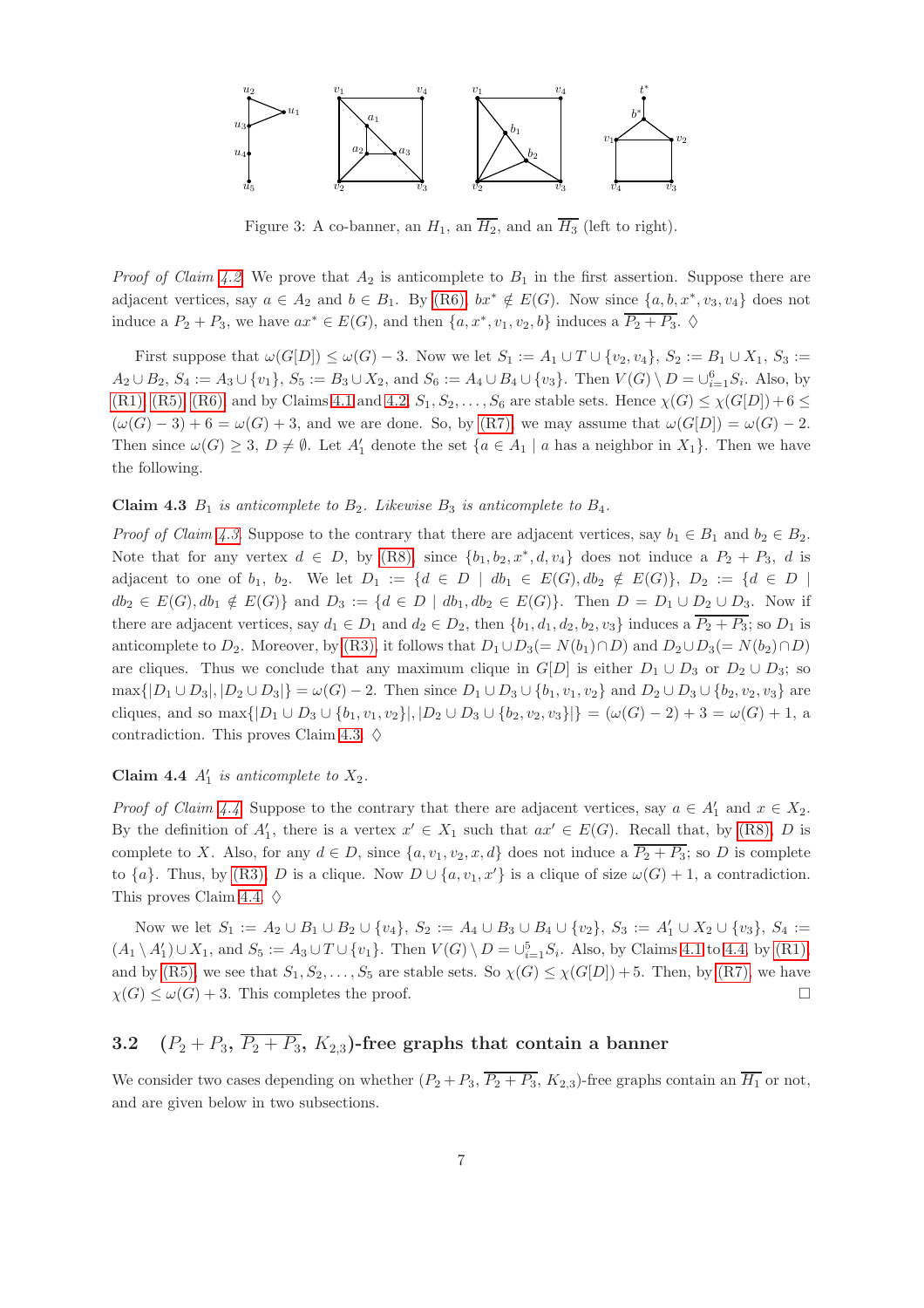Figure 3: A co-banner, an $H_1$, an $\overline{H_2}$, and an $\overline{H_3}$ (left to right).

*Proof of Claim 4.2.* We prove that $A_2$ is anticomplete to $B_1$ in the first assertion. Suppose there are adjacent vertices, say $a \in A_2$ and $b \in B_1$. By (R6), $bx^* \notin E(G)$. Now since $\{a, b, x^*, v_3, v_4\}$ does not induce a $P_2 + P_3$, we have $ax^* \in E(G)$, and then $\{a, x^*, v_1, v_2, b\}$ induces a $\overline{P_2 + P_3}$. $\diamondsuit$

First suppose that $\omega(G[D]) \leq \omega(G) - 3$. Now we let $S_1 := A_1 \cup T \cup \{v_2, v_4\}$, $S_2 := B_1 \cup X_1$, $S_3 := A_2 \cup B_2$, $S_4 := A_3 \cup \{v_1\}$, $S_5 := B_3 \cup X_2$, and $S_6 := A_4 \cup B_4 \cup \{v_3\}$. Then $V(G) \setminus D = \cup_{i=1}^{6} S_i$. Also, by (R1), (R5), (R6), and by Claims 4.1 and 4.2, $S_1, S_2, \ldots, S_6$ are stable sets. Hence $\chi(G) \leq \chi(G[D]) + 6 \leq (\omega(G) - 3) + 6 = \omega(G) + 3$, and we are done. So, by (R7), we may assume that $\omega(G[D]) = \omega(G) - 2$. Then since $\omega(G) \geq 3$, $D \neq \emptyset$. Let $A'_1$ denote the set $\{a \in A_1 \mid a \text{ has a neighbor in } X_1\}$. Then we have the following.

**Claim 4.3** *$B_1$ is anticomplete to $B_2$. Likewise $B_3$ is anticomplete to $B_4$.*

*Proof of Claim 4.3.* Suppose to the contrary that there are adjacent vertices, say $b_1 \in B_1$ and $b_2 \in B_2$. Note that for any vertex $d \in D$, by (R8), since $\{b_1, b_2, x^*, d, v_4\}$ does not induce a $P_2 + P_3$, $d$ is adjacent to one of $b_1$, $b_2$. We let $D_1 := \{d \in D \mid db_1 \in E(G), db_2 \notin E(G)\}$, $D_2 := \{d \in D \mid db_2 \in E(G), db_1 \notin E(G)\}$ and $D_3 := \{d \in D \mid db_1, db_2 \in E(G)\}$. Then $D = D_1 \cup D_2 \cup D_3$. Now if there are adjacent vertices, say $d_1 \in D_1$ and $d_2 \in D_2$, then $\{b_1, d_1, d_2, b_2, v_3\}$ induces a $\overline{P_2 + P_3}$; so $D_1$ is anticomplete to $D_2$. Moreover, by (R3), it follows that $D_1 \cup D_3 (= N(b_1) \cap D)$ and $D_2 \cup D_3 (= N(b_2) \cap D)$ are cliques. Thus we conclude that any maximum clique in $G[D]$ is either $D_1 \cup D_3$ or $D_2 \cup D_3$; so $\max\{|D_1 \cup D_3|, |D_2 \cup D_3|\} = \omega(G) - 2$. Then since $D_1 \cup D_3 \cup \{b_1, v_1, v_2\}$ and $D_2 \cup D_3 \cup \{b_2, v_2, v_3\}$ are cliques, and so $\max\{|D_1 \cup D_3 \cup \{b_1, v_1, v_2\}|, |D_2 \cup D_3 \cup \{b_2, v_2, v_3\}|\} = (\omega(G) - 2) + 3 = \omega(G) + 1$, a contradiction. This proves Claim 4.3. $\diamondsuit$

**Claim 4.4** *$A'_1$ is anticomplete to $X_2$.*

*Proof of Claim 4.4.* Suppose to the contrary that there are adjacent vertices, say $a \in A'_1$ and $x \in X_2$. By the definition of $A'_1$, there is a vertex $x' \in X_1$ such that $ax' \in E(G)$. Recall that, by (R8), $D$ is complete to $X$. Also, for any $d \in D$, since $\{a, v_1, v_2, x, d\}$ does not induce a $\overline{P_2 + P_3}$; so $D$ is complete to $\{a\}$. Thus, by (R3), $D$ is a clique. Now $D \cup \{a, v_1, x'\}$ is a clique of size $\omega(G) + 1$, a contradiction. This proves Claim 4.4. $\diamondsuit$

Now we let $S_1 := A_2 \cup B_1 \cup B_2 \cup \{v_4\}$, $S_2 := A_4 \cup B_3 \cup B_4 \cup \{v_2\}$, $S_3 := A'_1 \cup X_2 \cup \{v_3\}$, $S_4 := (A_1 \setminus A'_1) \cup X_1$, and $S_5 := A_3 \cup T \cup \{v_1\}$. Then $V(G) \setminus D = \cup_{i=1}^{5} S_i$. Also, by Claims 4.1 to 4.4, by (R1), and by (R5), we see that $S_1, S_2, \ldots, S_5$ are stable sets. So $\chi(G) \leq \chi(G[D]) + 5$. Then, by (R7), we have $\chi(G) \leq \omega(G) + 3$. This completes the proof. $\square$

## 3.2 ($P_2 + P_3$, $\overline{P_2 + P_3}$, $K_{2,3}$)-free graphs that contain a banner

We consider two cases depending on whether ($P_2 + P_3$, $\overline{P_2 + P_3}$, $K_{2,3}$)-free graphs contain an $\overline{H_1}$ or not, and are given below in two subsections.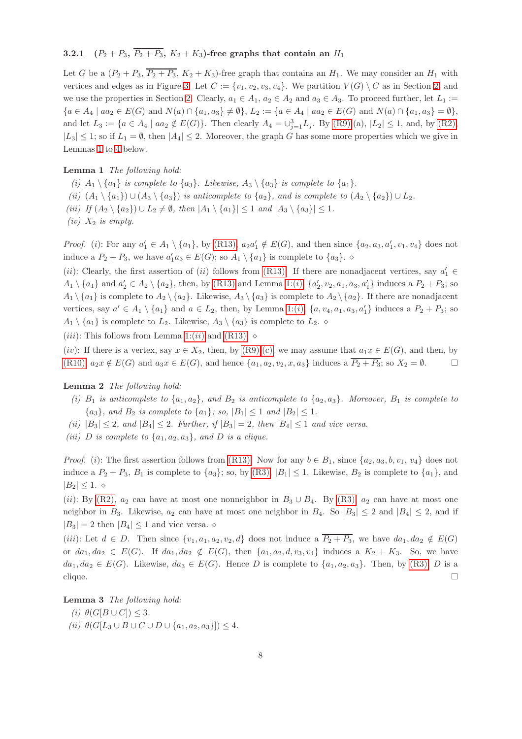#### 3.2.1 $(P_2+P_3,\ \overline{P_2+P_3},\ K_2+K_3)$-free graphs that contain an $H_1$

Let $G$ be a $(P_2+P_3, \overline{P_2+P_3}, K_2+K_3)$-free graph that contains an $H_1$. We may consider an $H_1$ with vertices and edges as in Figure 3. Let $C := \{v_1, v_2, v_3, v_4\}$. We partition $V(G)\setminus C$ as in Section 2, and we use the properties in Section 2. Clearly, $a_1 \in A_1$, $a_2 \in A_2$ and $a_3 \in A_3$. To proceed further, let $L_1 := \{a \in A_4 \mid aa_2 \in E(G) \text{ and } N(a)\cap\{a_1,a_3\} \neq \emptyset\}$, $L_2 := \{a \in A_4 \mid aa_2 \in E(G) \text{ and } N(a)\cap\{a_1,a_3\} = \emptyset\}$, and let $L_3 := \{a \in A_4 \mid aa_2 \notin E(G)\}$. Then clearly $A_4 = \cup_{j=1}^{3} L_j$. By (R9)(a), $|L_2| \leq 1$, and, by (R2), $|L_3| \leq 1$; so if $L_1 = \emptyset$, then $|A_4| \leq 2$. Moreover, the graph $G$ has some more properties which we give in Lemmas 1 to 4 below.

**Lemma 1** *The following hold:*

*(i) $A_1 \setminus \{a_1\}$ is complete to $\{a_3\}$. Likewise, $A_3 \setminus \{a_3\}$ is complete to $\{a_1\}$.*

*(ii) $(A_1 \setminus \{a_1\}) \cup (A_3 \setminus \{a_3\})$ is anticomplete to $\{a_2\}$, and is complete to $(A_2 \setminus \{a_2\}) \cup L_2$.*

*(iii) If $(A_2 \setminus \{a_2\}) \cup L_2 \neq \emptyset$, then $|A_1 \setminus \{a_1\}| \leq 1$ and $|A_3 \setminus \{a_3\}| \leq 1$.*

*(iv) $X_2$ is empty.*

*Proof.* $(i)$: For any $a_1' \in A_1 \setminus \{a_1\}$, by (R13), $a_2a_1' \notin E(G)$, and then since $\{a_2, a_3, a_1', v_1, v_4\}$ does not induce a $P_2 + P_3$, we have $a_1'a_3 \in E(G)$; so $A_1 \setminus \{a_1\}$ is complete to $\{a_3\}$. $\diamond$

$(ii)$: Clearly, the first assertion of $(ii)$ follows from (R13). If there are nonadjacent vertices, say $a_1' \in A_1 \setminus \{a_1\}$ and $a_2' \in A_2 \setminus \{a_2\}$, then, by (R13) and Lemma 1:$(i)$, $\{a_2', v_2, a_1, a_3, a_1'\}$ induces a $P_2 + P_3$; so $A_1 \setminus \{a_1\}$ is complete to $A_2 \setminus \{a_2\}$. Likewise, $A_3 \setminus \{a_3\}$ is complete to $A_2 \setminus \{a_2\}$. If there are nonadjacent vertices, say $a' \in A_1 \setminus \{a_1\}$ and $a \in L_2$, then, by Lemma 1:$(i)$, $\{a, v_4, a_1, a_3, a_1'\}$ induces a $P_2 + P_3$; so $A_1 \setminus \{a_1\}$ is complete to $L_2$. Likewise, $A_3 \setminus \{a_3\}$ is complete to $L_2$. $\diamond$

$(iii)$: This follows from Lemma 1:$(ii)$ and (R13). $\diamond$

$(iv)$: If there is a vertex, say $x \in X_2$, then, by (R9):(c), we may assume that $a_1x \in E(G)$, and then, by (R10), $a_2x \notin E(G)$ and $a_3x \in E(G)$, and hence $\{a_1, a_2, v_2, x, a_3\}$ induces a $\overline{P_2 + P_3}$; so $X_2 = \emptyset$. $\square$

**Lemma 2** *The following hold:*

*(i) $B_1$ is anticomplete to $\{a_1, a_2\}$, and $B_2$ is anticomplete to $\{a_2, a_3\}$. Moreover, $B_1$ is complete to $\{a_3\}$, and $B_2$ is complete to $\{a_1\}$; so, $|B_1| \leq 1$ and $|B_2| \leq 1$.*

*(ii) $|B_3| \leq 2$, and $|B_4| \leq 2$. Further, if $|B_3| = 2$, then $|B_4| \leq 1$ and vice versa.*

*(iii) $D$ is complete to $\{a_1, a_2, a_3\}$, and $D$ is a clique.*

*Proof.* $(i)$: The first assertion follows from (R13). Now for any $b \in B_1$, since $\{a_2, a_3, b, v_1, v_4\}$ does not induce a $P_2 + P_3$, $B_1$ is complete to $\{a_3\}$; so, by (R3), $|B_1| \leq 1$. Likewise, $B_2$ is complete to $\{a_1\}$, and $|B_2| \leq 1$. $\diamond$

$(ii)$: By (R2), $a_2$ can have at most one nonneighbor in $B_3 \cup B_4$. By (R3), $a_2$ can have at most one neighbor in $B_3$. Likewise, $a_2$ can have at most one neighbor in $B_4$. So $|B_3| \leq 2$ and $|B_4| \leq 2$, and if $|B_3| = 2$ then $|B_4| \leq 1$ and vice versa. $\diamond$

$(iii)$: Let $d \in D$. Then since $\{v_1, a_1, a_2, v_2, d\}$ does not induce a $\overline{P_2 + P_3}$, we have $da_1, da_2 \notin E(G)$ or $da_1, da_2 \in E(G)$. If $da_1, da_2 \notin E(G)$, then $\{a_1, a_2, d, v_3, v_4\}$ induces a $K_2 + K_3$. So, we have $da_1, da_2 \in E(G)$. Likewise, $da_3 \in E(G)$. Hence $D$ is complete to $\{a_1, a_2, a_3\}$. Then, by (R3), $D$ is a clique. $\square$

**Lemma 3** *The following hold:*

*(i) $\theta(G[B \cup C]) \leq 3$.*

*(ii) $\theta(G[L_3 \cup B \cup C \cup D \cup \{a_1, a_2, a_3\}]) \leq 4$.*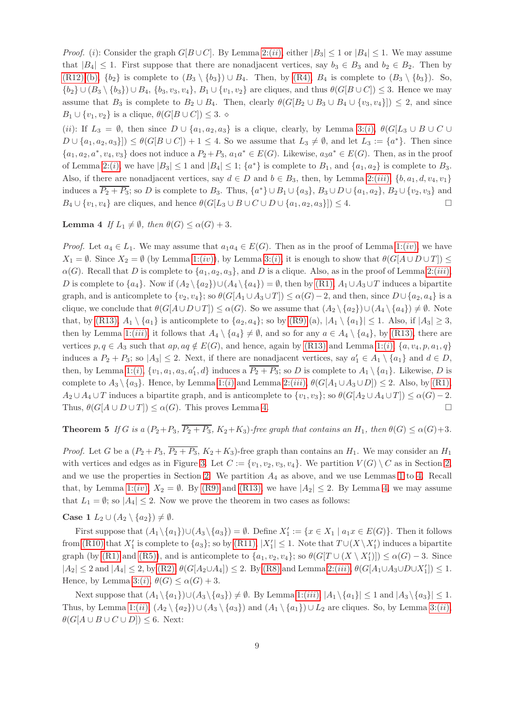*Proof.* (*i*): Consider the graph $G[B \cup C]$. By Lemma 2:(*ii*), either $|B_3| \leq 1$ or $|B_4| \leq 1$. We may assume that $|B_4| \leq 1$. First suppose that there are nonadjacent vertices, say $b_3 \in B_3$ and $b_2 \in B_2$. Then by (R12):(b), $\{b_2\}$ is complete to $(B_3 \setminus \{b_3\}) \cup B_4$. Then, by (R4), $B_4$ is complete to $(B_3 \setminus \{b_3\})$. So, $\{b_2\} \cup (B_3 \setminus \{b_3\}) \cup B_4$, $\{b_3, v_3, v_4\}$, $B_1 \cup \{v_1, v_2\}$ are cliques, and thus $\theta(G[B \cup C]) \leq 3$. Hence we may assume that $B_3$ is complete to $B_2 \cup B_4$. Then, clearly $\theta(G[B_2 \cup B_3 \cup B_4 \cup \{v_3, v_4\}]) \leq 2$, and since $B_1 \cup \{v_1, v_2\}$ is a clique, $\theta(G[B \cup C]) \leq 3$. $\diamond$

(*ii*): If $L_3 = \emptyset$, then since $D \cup \{a_1, a_2, a_3\}$ is a clique, clearly, by Lemma 3:(*i*), $\theta(G[L_3 \cup B \cup C \cup D \cup \{a_1, a_2, a_3\}]) \leq \theta(G[B \cup C]) + 1 \leq 4$. So we assume that $L_3 \neq \emptyset$, and let $L_3 := \{a^*\}$. Then since $\{a_1, a_2, a^*, v_4, v_3\}$ does not induce a $P_2 + P_3$, $a_1a^* \in E(G)$. Likewise, $a_3a^* \in E(G)$. Then, as in the proof of Lemma 2:(*i*), we have $|B_3| \leq 1$ and $|B_4| \leq 1$; $\{a^*\}$ is complete to $B_1$, and $\{a_1, a_2\}$ is complete to $B_3$. Also, if there are nonadjacent vertices, say $d \in D$ and $b \in B_3$, then, by Lemma 2:(*iii*), $\{b, a_1, d, v_4, v_1\}$ induces a $\overline{P_2 + P_3}$; so $D$ is complete to $B_3$. Thus, $\{a^*\} \cup B_1 \cup \{a_3\}$, $B_3 \cup D \cup \{a_1, a_2\}$, $B_2 \cup \{v_2, v_3\}$ and $B_4 \cup \{v_1, v_4\}$ are cliques, and hence $\theta(G[L_3 \cup B \cup C \cup D \cup \{a_1, a_2, a_3\}]) \leq 4$. $\square$

**Lemma 4** *If $L_1 \neq \emptyset$, then $\theta(G) \leq \alpha(G) + 3$.*

*Proof.* Let $a_4 \in L_1$. We may assume that $a_1a_4 \in E(G)$. Then as in the proof of Lemma 1:(*iv*), we have $X_1 = \emptyset$. Since $X_2 = \emptyset$ (by Lemma 1:(*iv*)), by Lemma 3:(*i*), it is enough to show that $\theta(G[A \cup D \cup T]) \leq \alpha(G)$. Recall that $D$ is complete to $\{a_1, a_2, a_3\}$, and $D$ is a clique. Also, as in the proof of Lemma 2:(*iii*), $D$ is complete to $\{a_4\}$. Now if $(A_2 \setminus \{a_2\}) \cup (A_4 \setminus \{a_4\}) = \emptyset$, then by (R1), $A_1 \cup A_3 \cup T$ induces a bipartite graph, and is anticomplete to $\{v_2, v_4\}$; so $\theta(G[A_1 \cup A_3 \cup T]) \leq \alpha(G) - 2$, and then, since $D \cup \{a_2, a_4\}$ is a clique, we conclude that $\theta(G[A \cup D \cup T]) \leq \alpha(G)$. So we assume that $(A_2 \setminus \{a_2\}) \cup (A_4 \setminus \{a_4\}) \neq \emptyset$. Note that, by (R13), $A_1 \setminus \{a_1\}$ is anticomplete to $\{a_2, a_4\}$; so by (R9) (a), $|A_1 \setminus \{a_1\}| \leq 1$. Also, if $|A_3| \geq 3$, then by Lemma 1:(*iii*), it follows that $A_4 \setminus \{a_4\} \neq \emptyset$, and so for any $a \in A_4 \setminus \{a_4\}$, by (R13), there are vertices $p, q \in A_3$ such that $ap, aq \notin E(G)$, and hence, again by (R13) and Lemma 1:(*i*), $\{a, v_4, p, a_1, q\}$ induces a $P_2 + P_3$; so $|A_3| \leq 2$. Next, if there are nonadjacent vertices, say $a_1' \in A_1 \setminus \{a_1\}$ and $d \in D$, then, by Lemma 1:(*i*), $\{v_1, a_1, a_3, a_1', d\}$ induces a $\overline{P_2 + P_3}$; so $D$ is complete to $A_1 \setminus \{a_1\}$. Likewise, $D$ is complete to $A_3 \setminus \{a_3\}$. Hence, by Lemma 1:(*i*) and Lemma 2:(*iii*), $\theta(G[A_1 \cup A_3 \cup D]) \leq 2$. Also, by (R1), $A_2 \cup A_4 \cup T$ induces a bipartite graph, and is anticomplete to $\{v_1, v_3\}$; so $\theta(G[A_2 \cup A_4 \cup T]) \leq \alpha(G) - 2$. Thus, $\theta(G[A \cup D \cup T]) \leq \alpha(G)$. This proves Lemma 4. $\square$

**Theorem 5** *If $G$ is a ($P_2 + P_3$, $\overline{P_2 + P_3}$, $K_2 + K_3$)-free graph that contains an $H_1$, then $\theta(G) \leq \alpha(G) + 3$.*

*Proof.* Let $G$ be a ($P_2 + P_3$, $\overline{P_2 + P_3}$, $K_2 + K_3$)-free graph than contains an $H_1$. We may consider an $H_1$ with vertices and edges as in Figure 3. Let $C := \{v_1, v_2, v_3, v_4\}$. We partition $V(G) \setminus C$ as in Section 2, and we use the properties in Section 2. We partition $A_4$ as above, and we use Lemmas 1 to 4. Recall that, by Lemma 1:(*iv*), $X_2 = \emptyset$. By (R9) and (R13), we have $|A_2| \leq 2$. By Lemma 4, we may assume that $L_1 = \emptyset$; so $|A_4| \leq 2$. Now we prove the theorem in two cases as follows:

**Case 1** $L_2 \cup (A_2 \setminus \{a_2\}) \neq \emptyset$.

First suppose that $(A_1 \setminus \{a_1\}) \cup (A_3 \setminus \{a_3\}) = \emptyset$. Define $X_1' := \{x \in X_1 \mid a_1x \in E(G)\}$. Then it follows from (R10) that $X_1'$ is complete to $\{a_3\}$; so by (R11), $|X_1'| \leq 1$. Note that $T \cup (X \setminus X_1')$ induces a bipartite graph (by (R1) and (R5)), and is anticomplete to $\{a_1, v_2, v_4\}$; so $\theta(G[T \cup (X \setminus X_1')]) \leq \alpha(G) - 3$. Since $|A_2| \leq 2$ and $|A_4| \leq 2$, by (R2), $\theta(G[A_2 \cup A_4]) \leq 2$. By (R8) and Lemma 2:(*iii*), $\theta(G[A_1 \cup A_3 \cup D \cup X_1']) \leq 1$. Hence, by Lemma 3:(*i*), $\theta(G) \leq \alpha(G) + 3$.

Next suppose that $(A_1 \setminus \{a_1\}) \cup (A_3 \setminus \{a_3\}) \neq \emptyset$. By Lemma 1:(*iii*), $|A_1 \setminus \{a_1\}| \leq 1$ and $|A_3 \setminus \{a_3\}| \leq 1$. Thus, by Lemma 1:(*ii*), $(A_2 \setminus \{a_2\}) \cup (A_3 \setminus \{a_3\})$ and $(A_1 \setminus \{a_1\}) \cup L_2$ are cliques. So, by Lemma 3:(*ii*), $\theta(G[A \cup B \cup C \cup D]) \leq 6$. Next: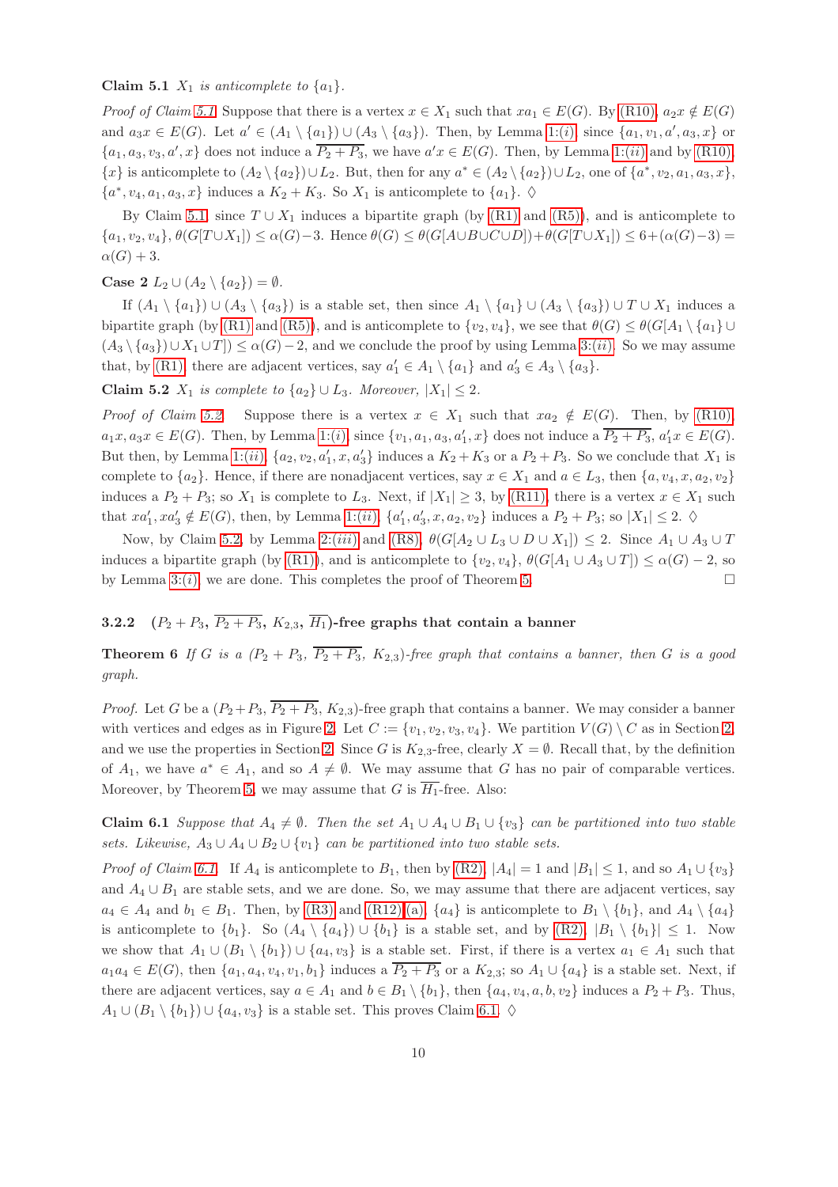**Claim 5.1** *$X_1$ is anticomplete to $\{a_1\}$.*

*Proof of Claim 5.1.* Suppose that there is a vertex $x \in X_1$ such that $xa_1 \in E(G)$. By (R10), $a_2x \notin E(G)$ and $a_3x \in E(G)$. Let $a' \in (A_1 \setminus \{a_1\}) \cup (A_3 \setminus \{a_3\})$. Then, by Lemma 1:(*i*), since $\{a_1, v_1, a', a_3, x\}$ or $\{a_1, a_3, v_3, a', x\}$ does not induce a $\overline{P_2 + P_3}$, we have $a'x \in E(G)$. Then, by Lemma 1:(*ii*) and by (R10), $\{x\}$ is anticomplete to $(A_2 \setminus \{a_2\}) \cup L_2$. But, then for any $a^* \in (A_2 \setminus \{a_2\}) \cup L_2$, one of $\{a^*, v_2, a_1, a_3, x\}$, $\{a^*, v_4, a_1, a_3, x\}$ induces a $K_2 + K_3$. So $X_1$ is anticomplete to $\{a_1\}$. $\Diamond$

By Claim 5.1, since $T \cup X_1$ induces a bipartite graph (by (R1) and (R5)), and is anticomplete to $\{a_1, v_2, v_4\}$, $\theta(G[T \cup X_1]) \leq \alpha(G) - 3$. Hence $\theta(G) \leq \theta(G[A \cup B \cup C \cup D]) + \theta(G[T \cup X_1]) \leq 6 + (\alpha(G) - 3) = \alpha(G) + 3$.

**Case 2** $L_2 \cup (A_2 \setminus \{a_2\}) = \emptyset$.

If $(A_1 \setminus \{a_1\}) \cup (A_3 \setminus \{a_3\})$ is a stable set, then since $A_1 \setminus \{a_1\} \cup (A_3 \setminus \{a_3\}) \cup T \cup X_1$ induces a bipartite graph (by (R1) and (R5)), and is anticomplete to $\{v_2, v_4\}$, we see that $\theta(G) \leq \theta(G[A_1 \setminus \{a_1\} \cup (A_3 \setminus \{a_3\}) \cup X_1 \cup T]) \leq \alpha(G) - 2$, and we conclude the proof by using Lemma 3:(*ii*). So we may assume that, by (R1), there are adjacent vertices, say $a_1' \in A_1 \setminus \{a_1\}$ and $a_3' \in A_3 \setminus \{a_3\}$.

**Claim 5.2** *$X_1$ is complete to $\{a_2\} \cup L_3$. Moreover, $|X_1| \leq 2$.*

*Proof of Claim 5.2.* Suppose there is a vertex $x \in X_1$ such that $xa_2 \notin E(G)$. Then, by (R10), $a_1x, a_3x \in E(G)$. Then, by Lemma 1:(*i*), since $\{v_1, a_1, a_3, a_1', x\}$ does not induce a $\overline{P_2 + P_3}$, $a_1'x \in E(G)$. But then, by Lemma 1:(*ii*), $\{a_2, v_2, a_1', x, a_3'\}$ induces a $K_2 + K_3$ or a $P_2 + P_3$. So we conclude that $X_1$ is complete to $\{a_2\}$. Hence, if there are nonadjacent vertices, say $x \in X_1$ and $a \in L_3$, then $\{a, v_4, x, a_2, v_2\}$ induces a $P_2 + P_3$; so $X_1$ is complete to $L_3$. Next, if $|X_1| \geq 3$, by (R11), there is a vertex $x \in X_1$ such that $xa_1', xa_3' \notin E(G)$, then, by Lemma 1:(*ii*), $\{a_1', a_3', x, a_2, v_2\}$ induces a $P_2 + P_3$; so $|X_1| \leq 2$. $\Diamond$

Now, by Claim 5.2, by Lemma 2:(*iii*) and (R8), $\theta(G[A_2 \cup L_3 \cup D \cup X_1]) \leq 2$. Since $A_1 \cup A_3 \cup T$ induces a bipartite graph (by (R1)), and is anticomplete to $\{v_2, v_4\}$, $\theta(G[A_1 \cup A_3 \cup T]) \leq \alpha(G) - 2$, so by Lemma 3:(*i*) we are done. This completes the proof of Theorem 5. $\Box$

#### 3.2.2 ($P_2 + P_3$, $\overline{P_2 + P_3}$, $K_{2,3}$, $\overline{H_1}$)-free graphs that contain a banner

**Theorem 6** *If $G$ is a ($P_2 + P_3$, $\overline{P_2 + P_3}$, $K_{2,3}$)-free graph that contains a banner, then $G$ is a good graph.*

*Proof.* Let $G$ be a ($P_2 + P_3$, $\overline{P_2 + P_3}$, $K_{2,3}$)-free graph that contains a banner. We may consider a banner with vertices and edges as in Figure 2. Let $C := \{v_1, v_2, v_3, v_4\}$. We partition $V(G) \setminus C$ as in Section 2, and we use the properties in Section 2. Since $G$ is $K_{2,3}$-free, clearly $X = \emptyset$. Recall that, by the definition of $A_1$, we have $a^* \in A_1$, and so $A \neq \emptyset$. We may assume that $G$ has no pair of comparable vertices. Moreover, by Theorem 5, we may assume that $G$ is $\overline{H_1}$-free. Also:

**Claim 6.1** *Suppose that $A_4 \neq \emptyset$. Then the set $A_1 \cup A_4 \cup B_1 \cup \{v_3\}$ can be partitioned into two stable sets. Likewise, $A_3 \cup A_4 \cup B_2 \cup \{v_1\}$ can be partitioned into two stable sets.*

*Proof of Claim 6.1.* If $A_4$ is anticomplete to $B_1$, then by (R2), $|A_4| = 1$ and $|B_1| \leq 1$, and so $A_1 \cup \{v_3\}$ and $A_4 \cup B_1$ are stable sets, and we are done. So, we may assume that there are adjacent vertices, say $a_4 \in A_4$ and $b_1 \in B_1$. Then, by (R3) and (R12):(a), $\{a_4\}$ is anticomplete to $B_1 \setminus \{b_1\}$, and $A_4 \setminus \{a_4\}$ is anticomplete to $\{b_1\}$. So $(A_4 \setminus \{a_4\}) \cup \{b_1\}$ is a stable set, and by (R2), $|B_1 \setminus \{b_1\}| \leq 1$. Now we show that $A_1 \cup (B_1 \setminus \{b_1\}) \cup \{a_4, v_3\}$ is a stable set. First, if there is a vertex $a_1 \in A_1$ such that $a_1a_4 \in E(G)$, then $\{a_1, a_4, v_4, v_1, b_1\}$ induces a $\overline{P_2 + P_3}$ or a $K_{2,3}$; so $A_1 \cup \{a_4\}$ is a stable set. Next, if there are adjacent vertices, say $a \in A_1$ and $b \in B_1 \setminus \{b_1\}$, then $\{a_4, v_4, a, b, v_2\}$ induces a $P_2 + P_3$. Thus, $A_1 \cup (B_1 \setminus \{b_1\}) \cup \{a_4, v_3\}$ is a stable set. This proves Claim 6.1. $\Diamond$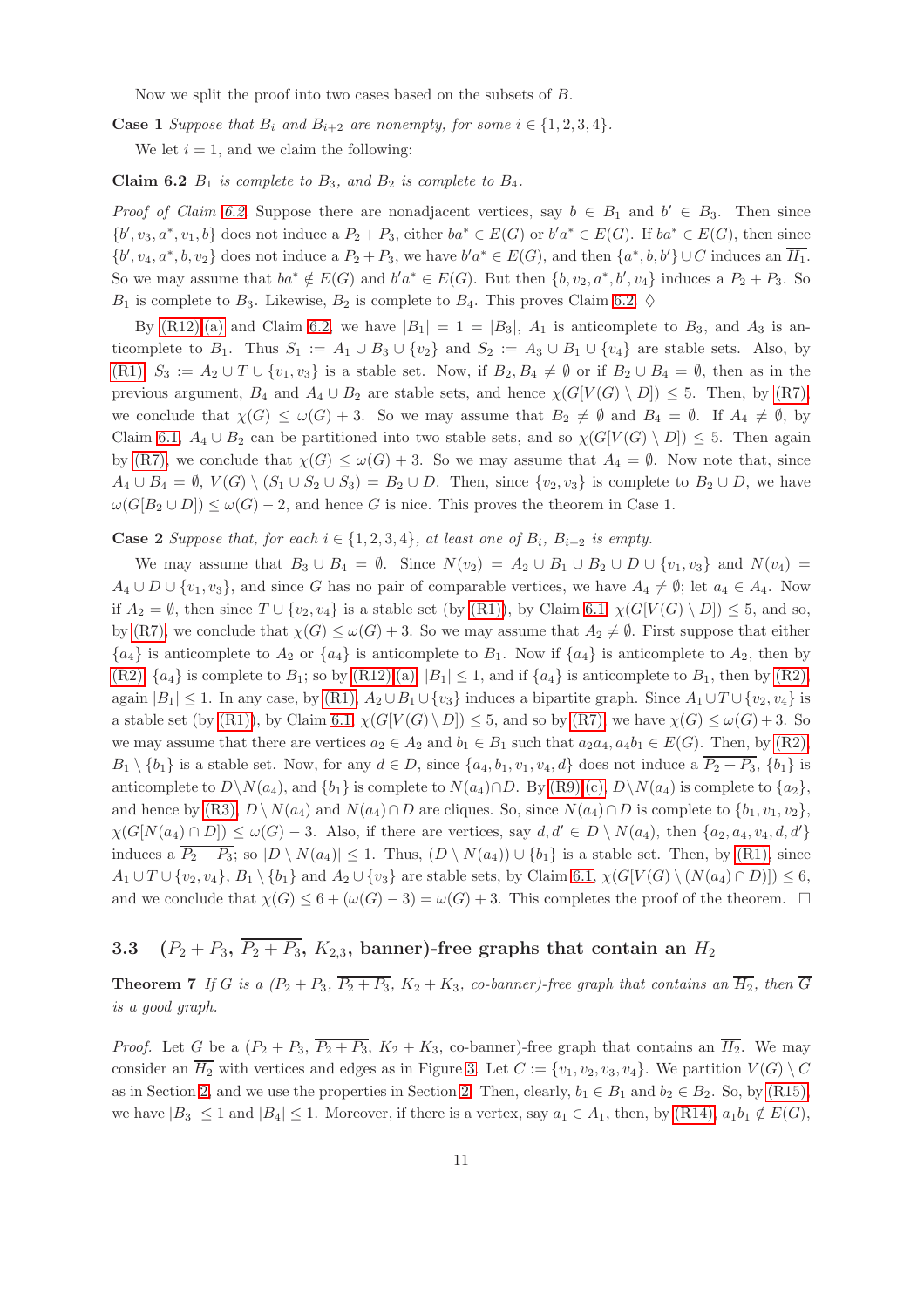Now we split the proof into two cases based on the subsets of $B$.

**Case 1** *Suppose that $B_i$ and $B_{i+2}$ are nonempty, for some $i \in \{1, 2, 3, 4\}$.*

We let $i = 1$, and we claim the following:

**Claim 6.2** *$B_1$ is complete to $B_3$, and $B_2$ is complete to $B_4$.*

*Proof of Claim 6.2.* Suppose there are nonadjacent vertices, say $b \in B_1$ and $b' \in B_3$. Then since $\{b', v_3, a^*, v_1, b\}$ does not induce a $P_2 + P_3$, either $ba^* \in E(G)$ or $b'a^* \in E(G)$. If $ba^* \in E(G)$, then since $\{b', v_4, a^*, b, v_2\}$ does not induce a $P_2 + P_3$, we have $b'a^* \in E(G)$, and then $\{a^*, b, b'\} \cup C$ induces an $\overline{H_1}$. So we may assume that $ba^* \notin E(G)$ and $b'a^* \in E(G)$. But then $\{b, v_2, a^*, b', v_4\}$ induces a $P_2 + P_3$. So $B_1$ is complete to $B_3$. Likewise, $B_2$ is complete to $B_4$. This proves Claim 6.2. $\diamondsuit$

By (R12):(a) and Claim 6.2, we have $|B_1| = 1 = |B_3|$, $A_1$ is anticomplete to $B_3$, and $A_3$ is anticomplete to $B_1$. Thus $S_1 := A_1 \cup B_3 \cup \{v_2\}$ and $S_2 := A_3 \cup B_1 \cup \{v_4\}$ are stable sets. Also, by (R1), $S_3 := A_2 \cup T \cup \{v_1, v_3\}$ is a stable set. Now, if $B_2, B_4 \neq \emptyset$ or if $B_2 \cup B_4 = \emptyset$, then as in the previous argument, $B_4$ and $A_4 \cup B_2$ are stable sets, and hence $\chi(G[V(G) \setminus D]) \leq 5$. Then, by (R7), we conclude that $\chi(G) \leq \omega(G) + 3$. So we may assume that $B_2 \neq \emptyset$ and $B_4 = \emptyset$. If $A_4 \neq \emptyset$, by Claim 6.1, $A_4 \cup B_2$ can be partitioned into two stable sets, and so $\chi(G[V(G) \setminus D]) \leq 5$. Then again by (R7), we conclude that $\chi(G) \leq \omega(G) + 3$. So we may assume that $A_4 = \emptyset$. Now note that, since $A_4 \cup B_4 = \emptyset$, $V(G) \setminus (S_1 \cup S_2 \cup S_3) = B_2 \cup D$. Then, since $\{v_2, v_3\}$ is complete to $B_2 \cup D$, we have $\omega(G[B_2 \cup D]) \leq \omega(G) - 2$, and hence $G$ is nice. This proves the theorem in Case 1.

**Case 2** *Suppose that, for each $i \in \{1, 2, 3, 4\}$, at least one of $B_i$, $B_{i+2}$ is empty.*

We may assume that $B_3 \cup B_4 = \emptyset$. Since $N(v_2) = A_2 \cup B_1 \cup B_2 \cup D \cup \{v_1, v_3\}$ and $N(v_4) = A_4 \cup D \cup \{v_1, v_3\}$, and since $G$ has no pair of comparable vertices, we have $A_4 \neq \emptyset$; let $a_4 \in A_4$. Now if $A_2 = \emptyset$, then since $T \cup \{v_2, v_4\}$ is a stable set (by (R1)), by Claim 6.1, $\chi(G[V(G) \setminus D]) \leq 5$, and so, by (R7), we conclude that $\chi(G) \leq \omega(G) + 3$. So we may assume that $A_2 \neq \emptyset$. First suppose that either $\{a_4\}$ is anticomplete to $A_2$ or $\{a_4\}$ is anticomplete to $B_1$. Now if $\{a_4\}$ is anticomplete to $A_2$, then by (R2), $\{a_4\}$ is complete to $B_1$; so by (R12):(a), $|B_1| \leq 1$, and if $\{a_4\}$ is anticomplete to $B_1$, then by (R2), again $|B_1| \leq 1$. In any case, by (R1), $A_2 \cup B_1 \cup \{v_3\}$ induces a bipartite graph. Since $A_1 \cup T \cup \{v_2, v_4\}$ is a stable set (by (R1)), by Claim 6.1, $\chi(G[V(G) \setminus D]) \leq 5$, and so by (R7), we have $\chi(G) \leq \omega(G) + 3$. So we may assume that there are vertices $a_2 \in A_2$ and $b_1 \in B_1$ such that $a_2a_4, a_4b_1 \in E(G)$. Then, by (R2), $B_1 \setminus \{b_1\}$ is a stable set. Now, for any $d \in D$, since $\{a_4, b_1, v_1, v_4, d\}$ does not induce a $\overline{P_2 + P_3}$, $\{b_1\}$ is anticomplete to $D \setminus N(a_4)$, and $\{b_1\}$ is complete to $N(a_4) \cap D$. By (R9):(c), $D \setminus N(a_4)$ is complete to $\{a_2\}$, and hence by (R3), $D \setminus N(a_4)$ and $N(a_4) \cap D$ are cliques. So, since $N(a_4) \cap D$ is complete to $\{b_1, v_1, v_2\}$, $\chi(G[N(a_4) \cap D]) \leq \omega(G) - 3$. Also, if there are vertices, say $d, d' \in D \setminus N(a_4)$, then $\{a_2, a_4, v_4, d, d'\}$ induces a $\overline{P_2 + P_3}$; so $|D \setminus N(a_4)| \leq 1$. Thus, $(D \setminus N(a_4)) \cup \{b_1\}$ is a stable set. Then, by (R1), since $A_1 \cup T \cup \{v_2, v_4\}$, $B_1 \setminus \{b_1\}$ and $A_2 \cup \{v_3\}$ are stable sets, by Claim 6.1, $\chi(G[V(G) \setminus (N(a_4) \cap D)]) \leq 6$, and we conclude that $\chi(G) \leq 6 + (\omega(G) - 3) = \omega(G) + 3$. This completes the proof of the theorem. $\square$

### 3.3 $(P_2 + P_3$, $\overline{P_2 + P_3}$, $K_{2,3}$, banner)-free graphs that contain an $H_2$

**Theorem 7** *If $G$ is a $(P_2 + P_3$, $\overline{P_2 + P_3}$, $K_2 + K_3$, co-banner)-free graph that contains an $\overline{H_2}$, then $\overline{G}$ is a good graph.*

*Proof.* Let $G$ be a $(P_2 + P_3$, $\overline{P_2 + P_3}$, $K_2 + K_3$, co-banner)-free graph that contains an $\overline{H_2}$. We may consider an $\overline{H_2}$ with vertices and edges as in Figure 3. Let $C := \{v_1, v_2, v_3, v_4\}$. We partition $V(G) \setminus C$ as in Section 2, and we use the properties in Section 2. Then, clearly, $b_1 \in B_1$ and $b_2 \in B_2$. So, by (R15), we have $|B_3| \leq 1$ and $|B_4| \leq 1$. Moreover, if there is a vertex, say $a_1 \in A_1$, then, by (R14), $a_1b_1 \notin E(G)$,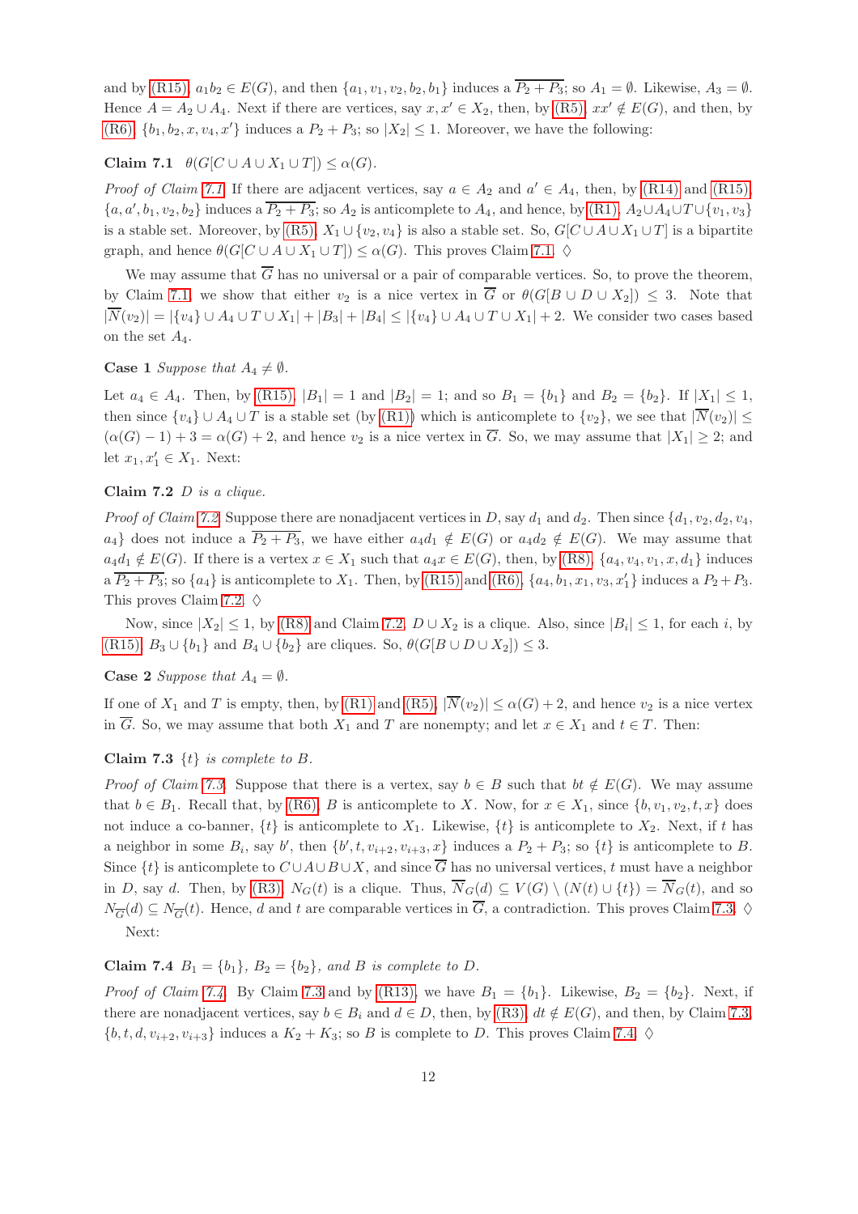and by (R15), $a_1b_2 \in E(G)$, and then $\{a_1, v_1, v_2, b_2, b_1\}$ induces a $\overline{P_2 + P_3}$; so $A_1 = \emptyset$. Likewise, $A_3 = \emptyset$. Hence $A = A_2 \cup A_4$. Next if there are vertices, say $x, x' \in X_2$, then, by (R5), $xx' \notin E(G)$, and then, by (R6), $\{b_1, b_2, x, v_4, x'\}$ induces a $P_2 + P_3$; so $|X_2| \leq 1$. Moreover, we have the following:

**Claim 7.1** $\theta(G[C \cup A \cup X_1 \cup T]) \leq \alpha(G)$.

*Proof of Claim 7.1.* If there are adjacent vertices, say $a \in A_2$ and $a' \in A_4$, then, by (R14) and (R15), $\{a, a', b_1, v_2, b_2\}$ induces a $\overline{P_2 + P_3}$; so $A_2$ is anticomplete to $A_4$, and hence, by (R1), $A_2 \cup A_4 \cup T \cup \{v_1, v_3\}$ is a stable set. Moreover, by (R5), $X_1 \cup \{v_2, v_4\}$ is also a stable set. So, $G[C \cup A \cup X_1 \cup T]$ is a bipartite graph, and hence $\theta(G[C \cup A \cup X_1 \cup T]) \leq \alpha(G)$. This proves Claim 7.1. $\Diamond$

We may assume that $\overline{G}$ has no universal or a pair of comparable vertices. So, to prove the theorem, by Claim 7.1, we show that either $v_2$ is a nice vertex in $\overline{G}$ or $\theta(G[B \cup D \cup X_2]) \leq 3$. Note that $|\overline{N}(v_2)| = |\{v_4\} \cup A_4 \cup T \cup X_1| + |B_3| + |B_4| \leq |\{v_4\} \cup A_4 \cup T \cup X_1| + 2$. We consider two cases based on the set $A_4$.

**Case 1** *Suppose that $A_4 \neq \emptyset$.*

Let $a_4 \in A_4$. Then, by (R15), $|B_1| = 1$ and $|B_2| = 1$; and so $B_1 = \{b_1\}$ and $B_2 = \{b_2\}$. If $|X_1| \leq 1$, then since $\{v_4\} \cup A_4 \cup T$ is a stable set (by (R1)) which is anticomplete to $\{v_2\}$, we see that $|\overline{N}(v_2)| \leq (\alpha(G) - 1) + 3 = \alpha(G) + 2$, and hence $v_2$ is a nice vertex in $\overline{G}$. So, we may assume that $|X_1| \geq 2$; and let $x_1, x'_1 \in X_1$. Next:

**Claim 7.2** *$D$ is a clique.*

*Proof of Claim 7.2.* Suppose there are nonadjacent vertices in $D$, say $d_1$ and $d_2$. Then since $\{d_1, v_2, d_2, v_4, a_4\}$ does not induce a $\overline{P_2 + P_3}$, we have either $a_4d_1 \notin E(G)$ or $a_4d_2 \notin E(G)$. We may assume that $a_4d_1 \notin E(G)$. If there is a vertex $x \in X_1$ such that $a_4x \in E(G)$, then, by (R8), $\{a_4, v_4, v_1, x, d_1\}$ induces a $\overline{P_2 + P_3}$; so $\{a_4\}$ is anticomplete to $X_1$. Then, by (R15) and (R6), $\{a_4, b_1, x_1, v_3, x'_1\}$ induces a $P_2 + P_3$. This proves Claim 7.2. $\Diamond$

Now, since $|X_2| \leq 1$, by (R8) and Claim 7.2, $D \cup X_2$ is a clique. Also, since $|B_i| \leq 1$, for each $i$, by (R15), $B_3 \cup \{b_1\}$ and $B_4 \cup \{b_2\}$ are cliques. So, $\theta(G[B \cup D \cup X_2]) \leq 3$.

**Case 2** *Suppose that $A_4 = \emptyset$.*

If one of $X_1$ and $T$ is empty, then, by (R1) and (R5), $|\overline{N}(v_2)| \leq \alpha(G) + 2$, and hence $v_2$ is a nice vertex in $\overline{G}$. So, we may assume that both $X_1$ and $T$ are nonempty; and let $x \in X_1$ and $t \in T$. Then:

**Claim 7.3** *$\{t\}$ is complete to $B$.*

*Proof of Claim 7.3.* Suppose that there is a vertex, say $b \in B$ such that $bt \notin E(G)$. We may assume that $b \in B_1$. Recall that, by (R6), $B$ is anticomplete to $X$. Now, for $x \in X_1$, since $\{b, v_1, v_2, t, x\}$ does not induce a co-banner, $\{t\}$ is anticomplete to $X_1$. Likewise, $\{t\}$ is anticomplete to $X_2$. Next, if $t$ has a neighbor in some $B_i$, say $b'$, then $\{b', t, v_{i+2}, v_{i+3}, x\}$ induces a $P_2 + P_3$; so $\{t\}$ is anticomplete to $B$. Since $\{t\}$ is anticomplete to $C \cup A \cup B \cup X$, and since $\overline{G}$ has no universal vertices, $t$ must have a neighbor in $D$, say $d$. Then, by (R3), $N_G(t)$ is a clique. Thus, $\overline{N}_G(d) \subseteq V(G) \setminus (N(t) \cup \{t\}) = \overline{N}_G(t)$, and so $N_{\overline{G}}(d) \subseteq N_{\overline{G}}(t)$. Hence, $d$ and $t$ are comparable vertices in $\overline{G}$, a contradiction. This proves Claim 7.3. $\Diamond$

Next:

**Claim 7.4** *$B_1 = \{b_1\}$, $B_2 = \{b_2\}$, and $B$ is complete to $D$.*

*Proof of Claim 7.4.* By Claim 7.3 and by (R13), we have $B_1 = \{b_1\}$. Likewise, $B_2 = \{b_2\}$. Next, if there are nonadjacent vertices, say $b \in B_i$ and $d \in D$, then, by (R3), $dt \notin E(G)$, and then, by Claim 7.3, $\{b, t, d, v_{i+2}, v_{i+3}\}$ induces a $K_2 + K_3$; so $B$ is complete to $D$. This proves Claim 7.4. $\Diamond$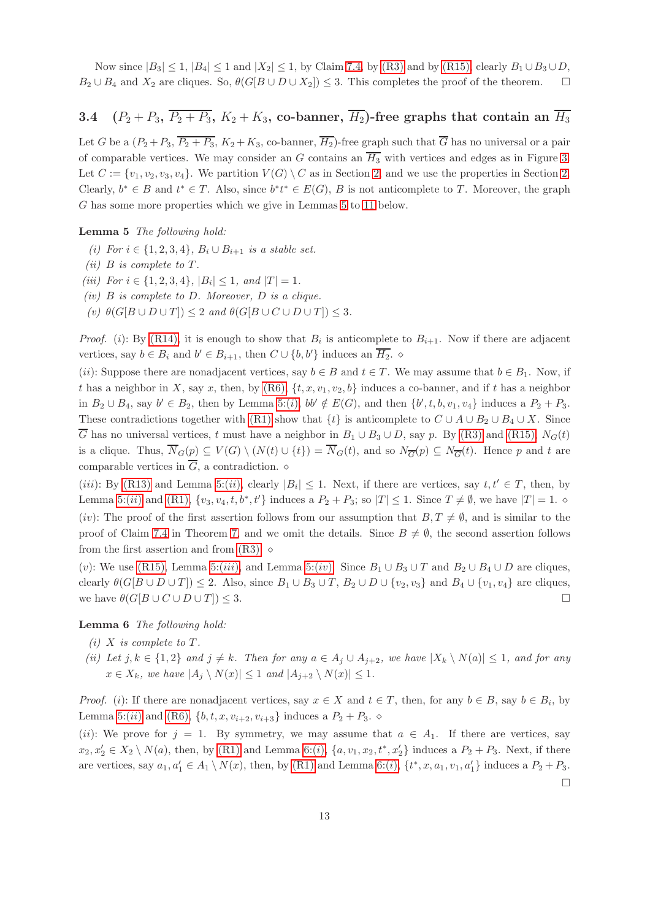Now since $|B_3| \leq 1$, $|B_4| \leq 1$ and $|X_2| \leq 1$, by Claim 7.4, by (R3) and by (R15), clearly $B_1 \cup B_3 \cup D$, $B_2 \cup B_4$ and $X_2$ are cliques. So, $\theta(G[B \cup D \cup X_2]) \leq 3$. This completes the proof of the theorem. $\square$

### 3.4 ($P_2 + P_3$, $\overline{P_2 + P_3}$, $K_2 + K_3$, co-banner, $\overline{H_2}$)-free graphs that contain an $\overline{H_3}$

Let $G$ be a ($P_2 + P_3$, $\overline{P_2 + P_3}$, $K_2 + K_3$, co-banner, $\overline{H_2}$)-free graph such that $\overline{G}$ has no universal or a pair of comparable vertices. We may consider an $G$ contains an $\overline{H_3}$ with vertices and edges as in Figure 3. Let $C := \{v_1, v_2, v_3, v_4\}$. We partition $V(G) \setminus C$ as in Section 2, and we use the properties in Section 2. Clearly, $b^* \in B$ and $t^* \in T$. Also, since $b^*t^* \in E(G)$, $B$ is not anticomplete to $T$. Moreover, the graph $G$ has some more properties which we give in Lemmas 5 to 11 below.

**Lemma 5** *The following hold:*

*(i) For $i \in \{1, 2, 3, 4\}$, $B_i \cup B_{i+1}$ is a stable set.*

*(ii) $B$ is complete to $T$.*

*(iii) For $i \in \{1, 2, 3, 4\}$, $|B_i| \leq 1$, and $|T| = 1$.*

*(iv) $B$ is complete to $D$. Moreover, $D$ is a clique.*

*(v) $\theta(G[B \cup D \cup T]) \leq 2$ and $\theta(G[B \cup C \cup D \cup T]) \leq 3$.*

*Proof.* (*i*): By (R14), it is enough to show that $B_i$ is anticomplete to $B_{i+1}$. Now if there are adjacent vertices, say $b \in B_i$ and $b' \in B_{i+1}$, then $C \cup \{b, b'\}$ induces an $\overline{H_2}$. $\diamond$

(*ii*): Suppose there are nonadjacent vertices, say $b \in B$ and $t \in T$. We may assume that $b \in B_1$. Now, if $t$ has a neighbor in $X$, say $x$, then, by (R6), $\{t, x, v_1, v_2, b\}$ induces a co-banner, and if $t$ has a neighbor in $B_2 \cup B_4$, say $b' \in B_2$, then by Lemma 5:(*i*), $bb' \notin E(G)$, and then $\{b', t, b, v_1, v_4\}$ induces a $P_2 + P_3$. These contradictions together with (R1) show that $\{t\}$ is anticomplete to $C \cup A \cup B_2 \cup B_4 \cup X$. Since $\overline{G}$ has no universal vertices, $t$ must have a neighbor in $B_1 \cup B_3 \cup D$, say $p$. By (R3) and (R15), $N_G(t)$ is a clique. Thus, $\overline{N}_G(p) \subseteq V(G) \setminus (N(t) \cup \{t\}) = \overline{N}_G(t)$, and so $N_{\overline{G}}(p) \subseteq N_{\overline{G}}(t)$. Hence $p$ and $t$ are comparable vertices in $\overline{G}$, a contradiction. $\diamond$

(*iii*): By (R13) and Lemma 5:(*ii*), clearly $|B_i| \leq 1$. Next, if there are vertices, say $t, t' \in T$, then, by Lemma 5:(*ii*) and (R1), $\{v_3, v_4, t, b^*, t'\}$ induces a $P_2 + P_3$; so $|T| \leq 1$. Since $T \neq \emptyset$, we have $|T| = 1$. $\diamond$

(*iv*): The proof of the first assertion follows from our assumption that $B, T \neq \emptyset$, and is similar to the proof of Claim 7.4 in Theorem 7, and we omit the details. Since $B \neq \emptyset$, the second assertion follows from the first assertion and from (R3). $\diamond$

(*v*): We use (R15), Lemma 5:(*iii*), and Lemma 5:(*iv*). Since $B_1 \cup B_3 \cup T$ and $B_2 \cup B_4 \cup D$ are cliques, clearly $\theta(G[B \cup D \cup T]) \leq 2$. Also, since $B_1 \cup B_3 \cup T$, $B_2 \cup D \cup \{v_2, v_3\}$ and $B_4 \cup \{v_1, v_4\}$ are cliques, we have $\theta(G[B \cup C \cup D \cup T]) \leq 3$. $\square$

**Lemma 6** *The following hold:*

*(i) $X$ is complete to $T$.*

*(ii) Let $j, k \in \{1, 2\}$ and $j \neq k$. Then for any $a \in A_j \cup A_{j+2}$, we have $|X_k \setminus N(a)| \leq 1$, and for any $x \in X_k$, we have $|A_j \setminus N(x)| \leq 1$ and $|A_{j+2} \setminus N(x)| \leq 1$.*

*Proof.* (*i*): If there are nonadjacent vertices, say $x \in X$ and $t \in T$, then, for any $b \in B$, say $b \in B_i$, by Lemma 5:(*ii*) and (R6), $\{b, t, x, v_{i+2}, v_{i+3}\}$ induces a $P_2 + P_3$. $\diamond$

(*ii*): We prove for $j = 1$. By symmetry, we may assume that $a \in A_1$. If there are vertices, say $x_2, x_2' \in X_2 \setminus N(a)$, then, by (R1) and Lemma 6:(*i*), $\{a, v_1, x_2, t^*, x_2'\}$ induces a $P_2 + P_3$. Next, if there are vertices, say $a_1, a_1' \in A_1 \setminus N(x)$, then, by (R1) and Lemma 6:(*i*), $\{t^*, x, a_1, v_1, a_1'\}$ induces a $P_2 + P_3$. $\square$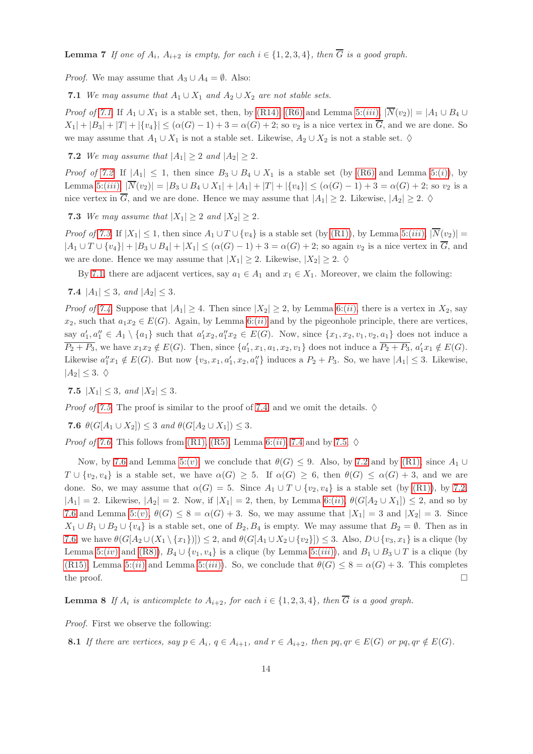**Lemma 7** *If one of $A_i$, $A_{i+2}$ is empty, for each $i \in \{1, 2, 3, 4\}$, then $\overline{G}$ is a good graph.*

*Proof.* We may assume that $A_3 \cup A_4 = \emptyset$. Also:

**7.1** *We may assume that $A_1 \cup X_1$ and $A_2 \cup X_2$ are not stable sets.*

*Proof of 7.1.* If $A_1 \cup X_1$ is a stable set, then, by (R14), (R6) and Lemma 5:(*iii*), $|\overline{N}(v_2)| = |A_1 \cup B_4 \cup X_1| + |B_3| + |T| + |\{v_4\}| \leq (\alpha(G) - 1) + 3 = \alpha(G) + 2$; so $v_2$ is a nice vertex in $\overline{G}$, and we are done. So we may assume that $A_1 \cup X_1$ is not a stable set. Likewise, $A_2 \cup X_2$ is not a stable set. $\Diamond$

**7.2** *We may assume that $|A_1| \geq 2$ and $|A_2| \geq 2$.*

*Proof of 7.2.* If $|A_1| \leq 1$, then since $B_3 \cup B_4 \cup X_1$ is a stable set (by (R6) and Lemma 5:(*i*)), by Lemma 5:(*iii*), $|\overline{N}(v_2)| = |B_3 \cup B_4 \cup X_1| + |A_1| + |T| + |\{v_4\}| \leq (\alpha(G) - 1) + 3 = \alpha(G) + 2$; so $v_2$ is a nice vertex in $\overline{G}$, and we are done. Hence we may assume that $|A_1| \geq 2$. Likewise, $|A_2| \geq 2$. $\Diamond$

**7.3** *We may assume that $|X_1| \geq 2$ and $|X_2| \geq 2$.*

*Proof of 7.3.* If $|X_1| \leq 1$, then since $A_1 \cup T \cup \{v_4\}$ is a stable set (by (R1)), by Lemma 5:(*iii*), $|\overline{N}(v_2)| = |A_1 \cup T \cup \{v_4\}| + |B_3 \cup B_4| + |X_1| \leq (\alpha(G) - 1) + 3 = \alpha(G) + 2$; so again $v_2$ is a nice vertex in $\overline{G}$, and we are done. Hence we may assume that $|X_1| \geq 2$. Likewise, $|X_2| \geq 2$. $\Diamond$

By 7.1, there are adjacent vertices, say $a_1 \in A_1$ and $x_1 \in X_1$. Moreover, we claim the following:

**7.4** $|A_1| \leq 3$*, and* $|A_2| \leq 3$*.*

*Proof of 7.4.* Suppose that $|A_1| \geq 4$. Then since $|X_2| \geq 2$, by Lemma 6:(*ii*), there is a vertex in $X_2$, say $x_2$, such that $a_1x_2 \in E(G)$. Again, by Lemma 6:(*ii*) and by the pigeonhole principle, there are vertices, say $a_1', a_1'' \in A_1 \setminus \{a_1\}$ such that $a_1'x_2, a_1''x_2 \in E(G)$. Now, since $\{x_1, x_2, v_1, v_2, a_1\}$ does not induce a $\overline{P_2 + P_3}$, we have $x_1x_2 \notin E(G)$. Then, since $\{a_1', x_1, a_1, x_2, v_1\}$ does not induce a $\overline{P_2 + P_3}$, $a_1'x_1 \notin E(G)$. Likewise $a_1''x_1 \notin E(G)$. But now $\{v_3, x_1, a_1', x_2, a_1''\}$ induces a $P_2 + P_3$. So, we have $|A_1| \leq 3$. Likewise, $|A_2| \leq 3$. $\Diamond$

**7.5** $|X_1| \leq 3$*, and* $|X_2| \leq 3$*.*

*Proof of 7.5.* The proof is similar to the proof of 7.4, and we omit the details. $\Diamond$

**7.6** $\theta(G[A_1 \cup X_2]) \leq 3$ *and* $\theta(G[A_2 \cup X_1]) \leq 3$*.*

*Proof of 7.6.* This follows from (R1), (R5), Lemma 6:(*ii*), 7.4 and by 7.5. $\Diamond$

Now, by 7.6 and Lemma 5:(*v*), we conclude that $\theta(G) \leq 9$. Also, by 7.2 and by (R1), since $A_1 \cup T \cup \{v_2, v_4\}$ is a stable set, we have $\alpha(G) \geq 5$. If $\alpha(G) \geq 6$, then $\theta(G) \leq \alpha(G) + 3$, and we are done. So, we may assume that $\alpha(G) = 5$. Since $A_1 \cup T \cup \{v_2, v_4\}$ is a stable set (by (R1)), by 7.2, $|A_1| = 2$. Likewise, $|A_2| = 2$. Now, if $|X_1| = 2$, then, by Lemma 6:(*ii*), $\theta(G[A_2 \cup X_1]) \leq 2$, and so by 7.6 and Lemma 5:(*v*), $\theta(G) \leq 8 = \alpha(G) + 3$. So, we may assume that $|X_1| = 3$ and $|X_2| = 3$. Since $X_1 \cup B_1 \cup B_2 \cup \{v_4\}$ is a stable set, one of $B_2, B_4$ is empty. We may assume that $B_2 = \emptyset$. Then as in 7.6, we have $\theta(G[A_2 \cup (X_1 \setminus \{x_1\})]) \leq 2$, and $\theta(G[A_1 \cup X_2 \cup \{v_2\}]) \leq 3$. Also, $D \cup \{v_3, x_1\}$ is a clique (by Lemma 5:(*iv*) and (R8)), $B_4 \cup \{v_1, v_4\}$ is a clique (by Lemma 5:(*iii*)), and $B_1 \cup B_3 \cup T$ is a clique (by (R15), Lemma 5:(*ii*) and Lemma 5:(*iii*)). So, we conclude that $\theta(G) \leq 8 = \alpha(G) + 3$. This completes the proof. $\square$

**Lemma 8** *If $A_i$ is anticomplete to $A_{i+2}$, for each $i \in \{1, 2, 3, 4\}$, then $\overline{G}$ is a good graph.*

*Proof.* First we observe the following:

**8.1** *If there are vertices, say $p \in A_i$, $q \in A_{i+1}$, and $r \in A_{i+2}$, then $pq, qr \in E(G)$ or $pq, qr \notin E(G)$.*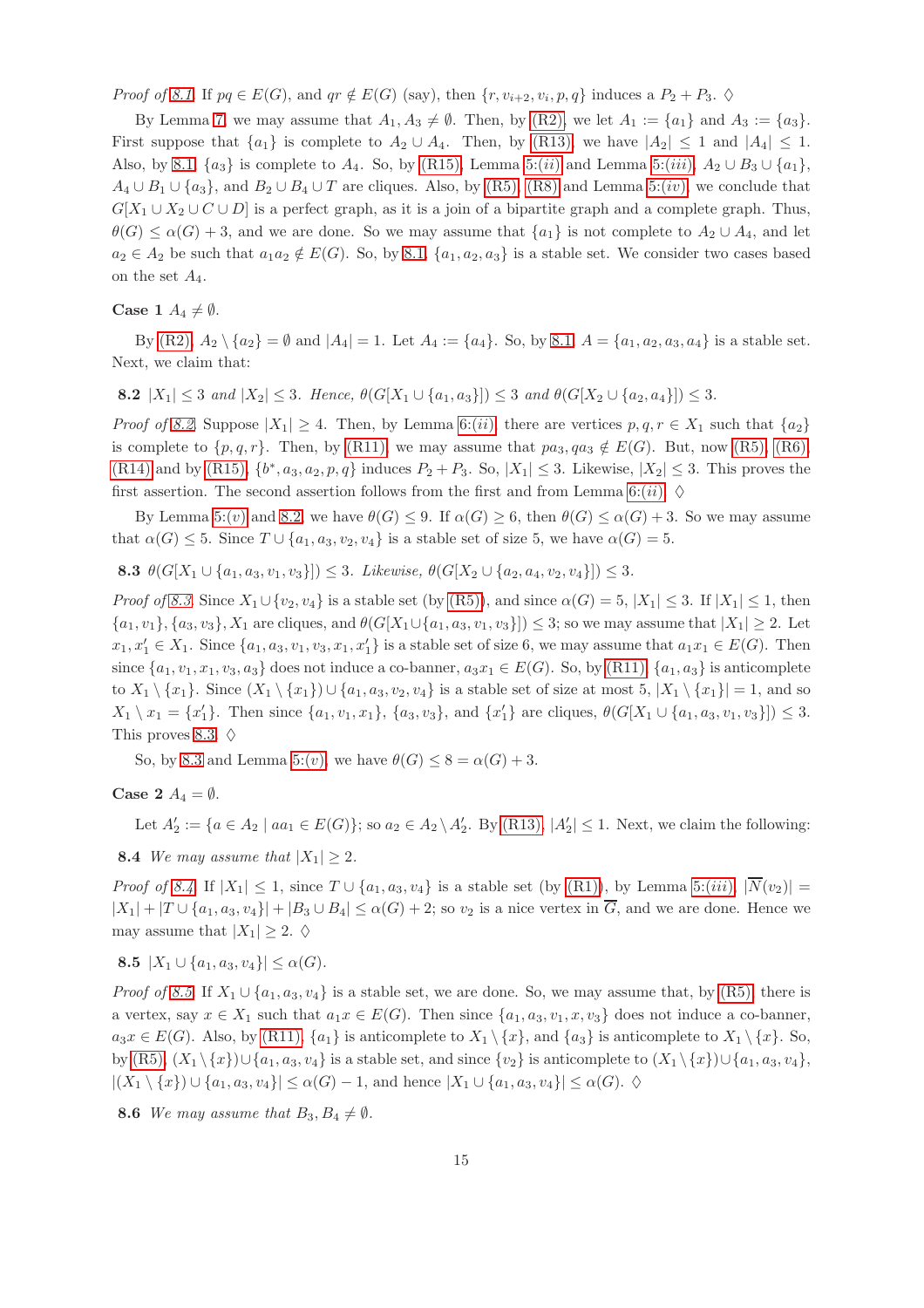*Proof of 8.1.* If $pq \in E(G)$, and $qr \notin E(G)$ (say), then $\{r, v_{i+2}, v_i, p, q\}$ induces a $P_2 + P_3$. $\diamond$

By Lemma 7, we may assume that $A_1, A_3 \neq \emptyset$. Then, by (R2), we let $A_1 := \{a_1\}$ and $A_3 := \{a_3\}$. First suppose that $\{a_1\}$ is complete to $A_2 \cup A_4$. Then, by (R13), we have $|A_2| \leq 1$ and $|A_4| \leq 1$. Also, by 8.1, $\{a_3\}$ is complete to $A_4$. So, by (R15), Lemma 5:$(ii)$ and Lemma 5:$(iii)$, $A_2 \cup B_3 \cup \{a_1\}$, $A_4 \cup B_1 \cup \{a_3\}$, and $B_2 \cup B_4 \cup T$ are cliques. Also, by (R5), (R8) and Lemma 5:$(iv)$, we conclude that $G[X_1 \cup X_2 \cup C \cup D]$ is a perfect graph, as it is a join of a bipartite graph and a complete graph. Thus, $\theta(G) \leq \alpha(G) + 3$, and we are done. So we may assume that $\{a_1\}$ is not complete to $A_2 \cup A_4$, and let $a_2 \in A_2$ be such that $a_1a_2 \notin E(G)$. So, by 8.1, $\{a_1, a_2, a_3\}$ is a stable set. We consider two cases based on the set $A_4$.

**Case 1** $A_4 \neq \emptyset$.

By (R2), $A_2 \setminus \{a_2\} = \emptyset$ and $|A_4| = 1$. Let $A_4 := \{a_4\}$. So, by 8.1, $A = \{a_1, a_2, a_3, a_4\}$ is a stable set. Next, we claim that:

**8.2** *$|X_1| \leq 3$ and $|X_2| \leq 3$. Hence, $\theta(G[X_1 \cup \{a_1, a_3\}]) \leq 3$ and $\theta(G[X_2 \cup \{a_2, a_4\}]) \leq 3$.*

*Proof of 8.2.* Suppose $|X_1| \geq 4$. Then, by Lemma 6:$(ii)$, there are vertices $p, q, r \in X_1$ such that $\{a_2\}$ is complete to $\{p, q, r\}$. Then, by (R11), we may assume that $pa_3, qa_3 \notin E(G)$. But, now (R5), (R6), (R14) and by (R15), $\{b^*, a_3, a_2, p, q\}$ induces $P_2 + P_3$. So, $|X_1| \leq 3$. Likewise, $|X_2| \leq 3$. This proves the first assertion. The second assertion follows from the first and from Lemma 6:$(ii)$. $\diamond$

By Lemma 5:$(v)$ and 8.2, we have $\theta(G) \leq 9$. If $\alpha(G) \geq 6$, then $\theta(G) \leq \alpha(G) + 3$. So we may assume that $\alpha(G) \leq 5$. Since $T \cup \{a_1, a_3, v_2, v_4\}$ is a stable set of size 5, we have $\alpha(G) = 5$.

**8.3** *$\theta(G[X_1 \cup \{a_1, a_3, v_1, v_3\}]) \leq 3$. Likewise, $\theta(G[X_2 \cup \{a_2, a_4, v_2, v_4\}]) \leq 3$.*

*Proof of 8.3.* Since $X_1 \cup \{v_2, v_4\}$ is a stable set (by (R5)), and since $\alpha(G) = 5$, $|X_1| \leq 3$. If $|X_1| \leq 1$, then $\{a_1, v_1\}, \{a_3, v_3\}, X_1$ are cliques, and $\theta(G[X_1 \cup \{a_1, a_3, v_1, v_3\}]) \leq 3$; so we may assume that $|X_1| \geq 2$. Let $x_1, x_1' \in X_1$. Since $\{a_1, a_3, v_1, v_3, x_1, x_1'\}$ is a stable set of size 6, we may assume that $a_1x_1 \in E(G)$. Then since $\{a_1, v_1, x_1, v_3, a_3\}$ does not induce a co-banner, $a_3x_1 \in E(G)$. So, by (R11), $\{a_1, a_3\}$ is anticomplete to $X_1 \setminus \{x_1\}$. Since $(X_1 \setminus \{x_1\}) \cup \{a_1, a_3, v_2, v_4\}$ is a stable set of size at most 5, $|X_1 \setminus \{x_1\}| = 1$, and so $X_1 \setminus x_1 = \{x_1'\}$. Then since $\{a_1, v_1, x_1\}$, $\{a_3, v_3\}$, and $\{x_1'\}$ are cliques, $\theta(G[X_1 \cup \{a_1, a_3, v_1, v_3\}]) \leq 3$. This proves 8.3. $\diamond$

So, by 8.3 and Lemma 5:$(v)$, we have $\theta(G) \leq 8 = \alpha(G) + 3$.

**Case 2** $A_4 = \emptyset$.

Let $A_2' := \{a \in A_2 \mid aa_1 \in E(G)\}$; so $a_2 \in A_2 \setminus A_2'$. By (R13), $|A_2'| \leq 1$. Next, we claim the following:

**8.4** *We may assume that $|X_1| \geq 2$.*

*Proof of 8.4.* If $|X_1| \leq 1$, since $T \cup \{a_1, a_3, v_4\}$ is a stable set (by (R1)), by Lemma 5:$(iii)$, $|\overline{N}(v_2)| = |X_1| + |T \cup \{a_1, a_3, v_4\}| + |B_3 \cup B_4| \leq \alpha(G) + 2$; so $v_2$ is a nice vertex in $\overline{G}$, and we are done. Hence we may assume that $|X_1| \geq 2$. $\diamond$

**8.5** *$|X_1 \cup \{a_1, a_3, v_4\}| \leq \alpha(G)$.*

*Proof of 8.5.* If $X_1 \cup \{a_1, a_3, v_4\}$ is a stable set, we are done. So, we may assume that, by (R5), there is a vertex, say $x \in X_1$ such that $a_1x \in E(G)$. Then since $\{a_1, a_3, v_1, x, v_3\}$ does not induce a co-banner, $a_3x \in E(G)$. Also, by (R11), $\{a_1\}$ is anticomplete to $X_1 \setminus \{x\}$, and $\{a_3\}$ is anticomplete to $X_1 \setminus \{x\}$. So, by (R5), $(X_1 \setminus \{x\}) \cup \{a_1, a_3, v_4\}$ is a stable set, and since $\{v_2\}$ is anticomplete to $(X_1 \setminus \{x\}) \cup \{a_1, a_3, v_4\}$, $|(X_1 \setminus \{x\}) \cup \{a_1, a_3, v_4\}| \leq \alpha(G) - 1$, and hence $|X_1 \cup \{a_1, a_3, v_4\}| \leq \alpha(G)$. $\diamond$

**8.6** *We may assume that $B_3, B_4 \neq \emptyset$.*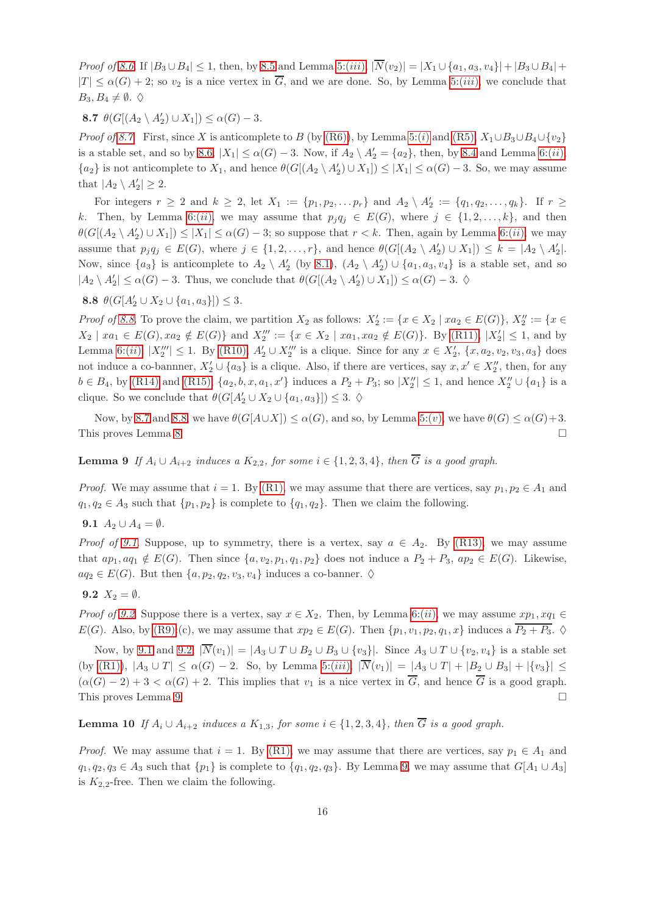*Proof of 8.6.* If $|B_3 \cup B_4| \leq 1$, then, by 8.5 and Lemma 5:(*iii*), $|\overline{N}(v_2)| = |X_1 \cup \{a_1, a_3, v_4\}| + |B_3 \cup B_4| + |T| \leq \alpha(G) + 2$; so $v_2$ is a nice vertex in $\overline{G}$, and we are done. So, by Lemma 5:(*iii*), we conclude that $B_3, B_4 \neq \emptyset$. $\diamondsuit$

**8.7** $\theta(G[(A_2 \setminus A_2') \cup X_1]) \leq \alpha(G) - 3$.

*Proof of 8.7.* First, since $X$ is anticomplete to $B$ (by (R6)), by Lemma 5:(*i*) and (R5), $X_1 \cup B_3 \cup B_4 \cup \{v_2\}$ is a stable set, and so by 8.6, $|X_1| \leq \alpha(G) - 3$. Now, if $A_2 \setminus A_2' = \{a_2\}$, then, by 8.4 and Lemma 6:(*ii*), $\{a_2\}$ is not anticomplete to $X_1$, and hence $\theta(G[(A_2 \setminus A_2') \cup X_1]) \leq |X_1| \leq \alpha(G) - 3$. So, we may assume that $|A_2 \setminus A_2'| \geq 2$.

For integers $r \geq 2$ and $k \geq 2$, let $X_1 := \{p_1, p_2, \ldots p_r\}$ and $A_2 \setminus A_2' := \{q_1, q_2, \ldots, q_k\}$. If $r \geq k$. Then, by Lemma 6:(*ii*), we may assume that $p_j q_j \in E(G)$, where $j \in \{1, 2, \ldots, k\}$, and then $\theta(G[(A_2 \setminus A_2') \cup X_1]) \leq |X_1| \leq \alpha(G) - 3$; so suppose that $r < k$. Then, again by Lemma 6:(*ii*), we may assume that $p_j q_j \in E(G)$, where $j \in \{1, 2, \ldots, r\}$, and hence $\theta(G[(A_2 \setminus A_2') \cup X_1]) \leq k = |A_2 \setminus A_2'|$. Now, since $\{a_3\}$ is anticomplete to $A_2 \setminus A_2'$ (by 8.1), $(A_2 \setminus A_2') \cup \{a_1, a_3, v_4\}$ is a stable set, and so $|A_2 \setminus A_2'| \leq \alpha(G) - 3$. Thus, we conclude that $\theta(G[(A_2 \setminus A_2') \cup X_1]) \leq \alpha(G) - 3$. $\diamondsuit$

**8.8** $\theta(G[A_2' \cup X_2 \cup \{a_1, a_3\}]) \leq 3$.

*Proof of 8.8.* To prove the claim, we partition $X_2$ as follows: $X_2' := \{x \in X_2 \mid xa_2 \in E(G)\}$, $X_2'' := \{x \in X_2 \mid xa_1 \in E(G), xa_2 \notin E(G)\}$ and $X_2''' := \{x \in X_2 \mid xa_1, xa_2 \notin E(G)\}$. By (R11), $|X_2'| \leq 1$, and by Lemma 6:(*ii*), $|X_2'''| \leq 1$. By (R10), $A_2' \cup X_2'''$ is a clique. Since for any $x \in X_2'$, $\{x, a_2, v_2, v_3, a_3\}$ does not induce a co-banner, $X_2' \cup \{a_3\}$ is a clique. Also, if there are vertices, say $x, x' \in X_2''$, then, for any $b \in B_4$, by (R14) and (R15), $\{a_2, b, x, a_1, x'\}$ induces a $P_2 + P_3$; so $|X_2''| \leq 1$, and hence $X_2'' \cup \{a_1\}$ is a clique. So we conclude that $\theta(G[A_2' \cup X_2 \cup \{a_1, a_3\}]) \leq 3$. $\diamondsuit$

Now, by 8.7 and 8.8, we have $\theta(G[A \cup X]) \leq \alpha(G)$, and so, by Lemma 5:(*v*), we have $\theta(G) \leq \alpha(G) + 3$. This proves Lemma 8. $\square$

**Lemma 9** *If $A_i \cup A_{i+2}$ induces a $K_{2,2}$, for some $i \in \{1, 2, 3, 4\}$, then $\overline{G}$ is a good graph.*

*Proof.* We may assume that $i = 1$. By (R1), we may assume that there are vertices, say $p_1, p_2 \in A_1$ and $q_1, q_2 \in A_3$ such that $\{p_1, p_2\}$ is complete to $\{q_1, q_2\}$. Then we claim the following.

**9.1** $A_2 \cup A_4 = \emptyset$.

*Proof of 9.1.* Suppose, up to symmetry, there is a vertex, say $a \in A_2$. By (R13), we may assume that $ap_1, aq_1 \notin E(G)$. Then since $\{a, v_2, p_1, q_1, p_2\}$ does not induce a $P_2 + P_3$, $ap_2 \in E(G)$. Likewise, $aq_2 \in E(G)$. But then $\{a, p_2, q_2, v_3, v_4\}$ induces a co-banner. $\diamondsuit$

**9.2** $X_2 = \emptyset$.

*Proof of 9.2.* Suppose there is a vertex, say $x \in X_2$. Then, by Lemma 6:(*ii*), we may assume $xp_1, xq_1 \in E(G)$. Also, by (R9):(c), we may assume that $xp_2 \in E(G)$. Then $\{p_1, v_1, p_2, q_1, x\}$ induces a $\overline{P_2 + P_3}$. $\diamondsuit$

Now, by 9.1 and 9.2, $|\overline{N}(v_1)| = |A_3 \cup T \cup B_2 \cup B_3 \cup \{v_3\}|$. Since $A_3 \cup T \cup \{v_2, v_4\}$ is a stable set (by (R1)), $|A_3 \cup T| \leq \alpha(G) - 2$. So, by Lemma 5:(*iii*), $|\overline{N}(v_1)| = |A_3 \cup T| + |B_2 \cup B_3| + |\{v_3\}| \leq (\alpha(G) - 2) + 3 < \alpha(G) + 2$. This implies that $v_1$ is a nice vertex in $\overline{G}$, and hence $\overline{G}$ is a good graph. This proves Lemma 9. $\square$

**Lemma 10** *If $A_i \cup A_{i+2}$ induces a $K_{1,3}$, for some $i \in \{1, 2, 3, 4\}$, then $\overline{G}$ is a good graph.*

*Proof.* We may assume that $i = 1$. By (R1), we may assume that there are vertices, say $p_1 \in A_1$ and $q_1, q_2, q_3 \in A_3$ such that $\{p_1\}$ is complete to $\{q_1, q_2, q_3\}$. By Lemma 9, we may assume that $G[A_1 \cup A_3]$ is $K_{2,2}$-free. Then we claim the following.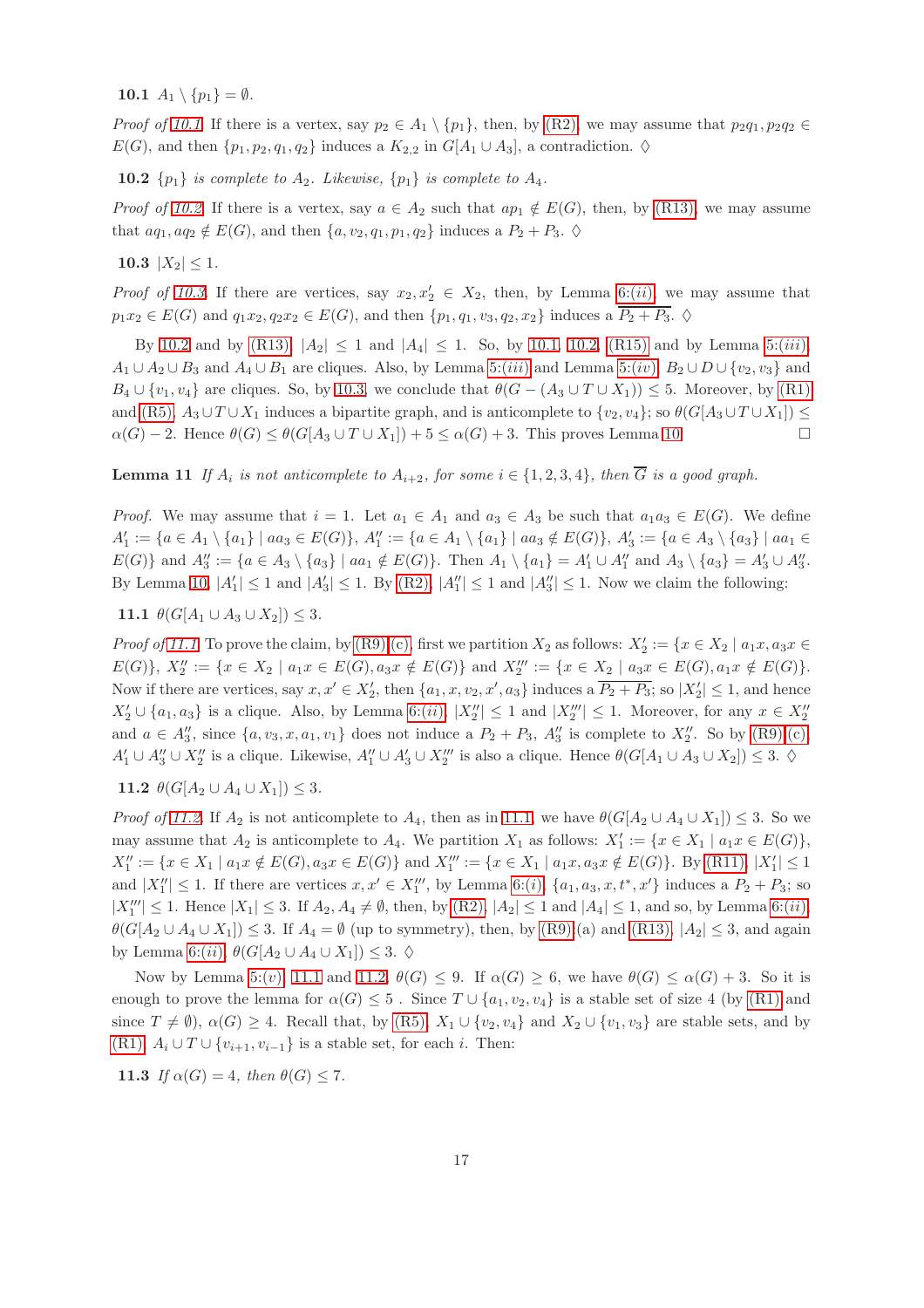**10.1** $A_1 \setminus \{p_1\} = \emptyset$.

*Proof of 10.1.* If there is a vertex, say $p_2 \in A_1 \setminus \{p_1\}$, then, by (R2), we may assume that $p_2q_1, p_2q_2 \in E(G)$, and then $\{p_1, p_2, q_1, q_2\}$ induces a $K_{2,2}$ in $G[A_1 \cup A_3]$, a contradiction. $\diamondsuit$

**10.2** *$\{p_1\}$ is complete to $A_2$. Likewise, $\{p_1\}$ is complete to $A_4$.*

*Proof of 10.2.* If there is a vertex, say $a \in A_2$ such that $ap_1 \notin E(G)$, then, by (R13), we may assume that $aq_1, aq_2 \notin E(G)$, and then $\{a, v_2, q_1, p_1, q_2\}$ induces a $P_2 + P_3$. $\diamondsuit$

**10.3** $|X_2| \leq 1$.

*Proof of 10.3.* If there are vertices, say $x_2, x_2' \in X_2$, then, by Lemma 6:$(ii)$, we may assume that $p_1x_2 \in E(G)$ and $q_1x_2, q_2x_2 \in E(G)$, and then $\{p_1, q_1, v_3, q_2, x_2\}$ induces a $\overline{P_2 + P_3}$. $\diamondsuit$

By 10.2 and by (R13), $|A_2| \leq 1$ and $|A_4| \leq 1$. So, by 10.1, 10.2, (R15) and by Lemma 5:$(iii)$, $A_1 \cup A_2 \cup B_3$ and $A_4 \cup B_1$ are cliques. Also, by Lemma 5:$(iii)$ and Lemma 5:$(iv)$, $B_2 \cup D \cup \{v_2, v_3\}$ and $B_4 \cup \{v_1, v_4\}$ are cliques. So, by 10.3, we conclude that $\theta(G - (A_3 \cup T \cup X_1)) \leq 5$. Moreover, by (R1) and (R5), $A_3 \cup T \cup X_1$ induces a bipartite graph, and is anticomplete to $\{v_2, v_4\}$; so $\theta(G[A_3 \cup T \cup X_1]) \leq \alpha(G) - 2$. Hence $\theta(G) \leq \theta(G[A_3 \cup T \cup X_1]) + 5 \leq \alpha(G) + 3$. This proves Lemma 10. $\square$

**Lemma 11** *If $A_i$ is not anticomplete to $A_{i+2}$, for some $i \in \{1, 2, 3, 4\}$, then $\overline{G}$ is a good graph.*

*Proof.* We may assume that $i = 1$. Let $a_1 \in A_1$ and $a_3 \in A_3$ be such that $a_1a_3 \in E(G)$. We define $A_1' := \{a \in A_1 \setminus \{a_1\} \mid aa_3 \in E(G)\}$, $A_1'' := \{a \in A_1 \setminus \{a_1\} \mid aa_3 \notin E(G)\}$, $A_3' := \{a \in A_3 \setminus \{a_3\} \mid aa_1 \in E(G)\}$ and $A_3'' := \{a \in A_3 \setminus \{a_3\} \mid aa_1 \notin E(G)\}$. Then $A_1 \setminus \{a_1\} = A_1' \cup A_1''$ and $A_3 \setminus \{a_3\} = A_3' \cup A_3''$. By Lemma 10, $|A_1'| \leq 1$ and $|A_3'| \leq 1$. By (R2), $|A_1''| \leq 1$ and $|A_3''| \leq 1$. Now we claim the following:

**11.1** $\theta(G[A_1 \cup A_3 \cup X_2]) \leq 3$.

*Proof of 11.1.* To prove the claim, by (R9):(c), first we partition $X_2$ as follows: $X_2' := \{x \in X_2 \mid a_1x, a_3x \in E(G)\}$, $X_2'' := \{x \in X_2 \mid a_1x \in E(G), a_3x \notin E(G)\}$ and $X_2''' := \{x \in X_2 \mid a_3x \in E(G), a_1x \notin E(G)\}$. Now if there are vertices, say $x, x' \in X_2'$, then $\{a_1, x, v_2, x', a_3\}$ induces a $\overline{P_2 + P_3}$; so $|X_2'| \leq 1$, and hence $X_2' \cup \{a_1, a_3\}$ is a clique. Also, by Lemma 6:$(ii)$, $|X_2''| \leq 1$ and $|X_2'''| \leq 1$. Moreover, for any $x \in X_2''$ and $a \in A_3''$, since $\{a, v_3, x, a_1, v_1\}$ does not induce a $P_2 + P_3$, $A_3''$ is complete to $X_2''$. So by (R9):(c), $A_1' \cup A_3'' \cup X_2''$ is a clique. Likewise, $A_1'' \cup A_3' \cup X_2'''$ is also a clique. Hence $\theta(G[A_1 \cup A_3 \cup X_2]) \leq 3$. $\diamondsuit$

**11.2** $\theta(G[A_2 \cup A_4 \cup X_1]) \leq 3$.

*Proof of 11.2.* If $A_2$ is not anticomplete to $A_4$, then as in 11.1, we have $\theta(G[A_2 \cup A_4 \cup X_1]) \leq 3$. So we may assume that $A_2$ is anticomplete to $A_4$. We partition $X_1$ as follows: $X_1' := \{x \in X_1 \mid a_1x \in E(G)\}$, $X_1'' := \{x \in X_1 \mid a_1x \notin E(G), a_3x \in E(G)\}$ and $X_1''' := \{x \in X_1 \mid a_1x, a_3x \notin E(G)\}$. By (R11), $|X_1'| \leq 1$ and $|X_1''| \leq 1$. If there are vertices $x, x' \in X_1'''$, by Lemma 6:$(i)$, $\{a_1, a_3, x, t^*, x'\}$ induces a $P_2 + P_3$; so $|X_1'''| \leq 1$. Hence $|X_1| \leq 3$. If $A_2, A_4 \neq \emptyset$, then, by (R2), $|A_2| \leq 1$ and $|A_4| \leq 1$, and so, by Lemma 6:$(ii)$, $\theta(G[A_2 \cup A_4 \cup X_1]) \leq 3$. If $A_4 = \emptyset$ (up to symmetry), then, by (R9):(a) and (R13), $|A_2| \leq 3$, and again by Lemma 6:$(ii)$, $\theta(G[A_2 \cup A_4 \cup X_1]) \leq 3$. $\diamondsuit$

Now by Lemma 5:$(v)$, 11.1 and 11.2, $\theta(G) \leq 9$. If $\alpha(G) \geq 6$, we have $\theta(G) \leq \alpha(G) + 3$. So it is enough to prove the lemma for $\alpha(G) \leq 5$ . Since $T \cup \{a_1, v_2, v_4\}$ is a stable set of size 4 (by (R1) and since $T \neq \emptyset$), $\alpha(G) \geq 4$. Recall that, by (R5), $X_1 \cup \{v_2, v_4\}$ and $X_2 \cup \{v_1, v_3\}$ are stable sets, and by (R1), $A_i \cup T \cup \{v_{i+1}, v_{i-1}\}$ is a stable set, for each $i$. Then:

**11.3** *If $\alpha(G) = 4$, then $\theta(G) \leq 7$.*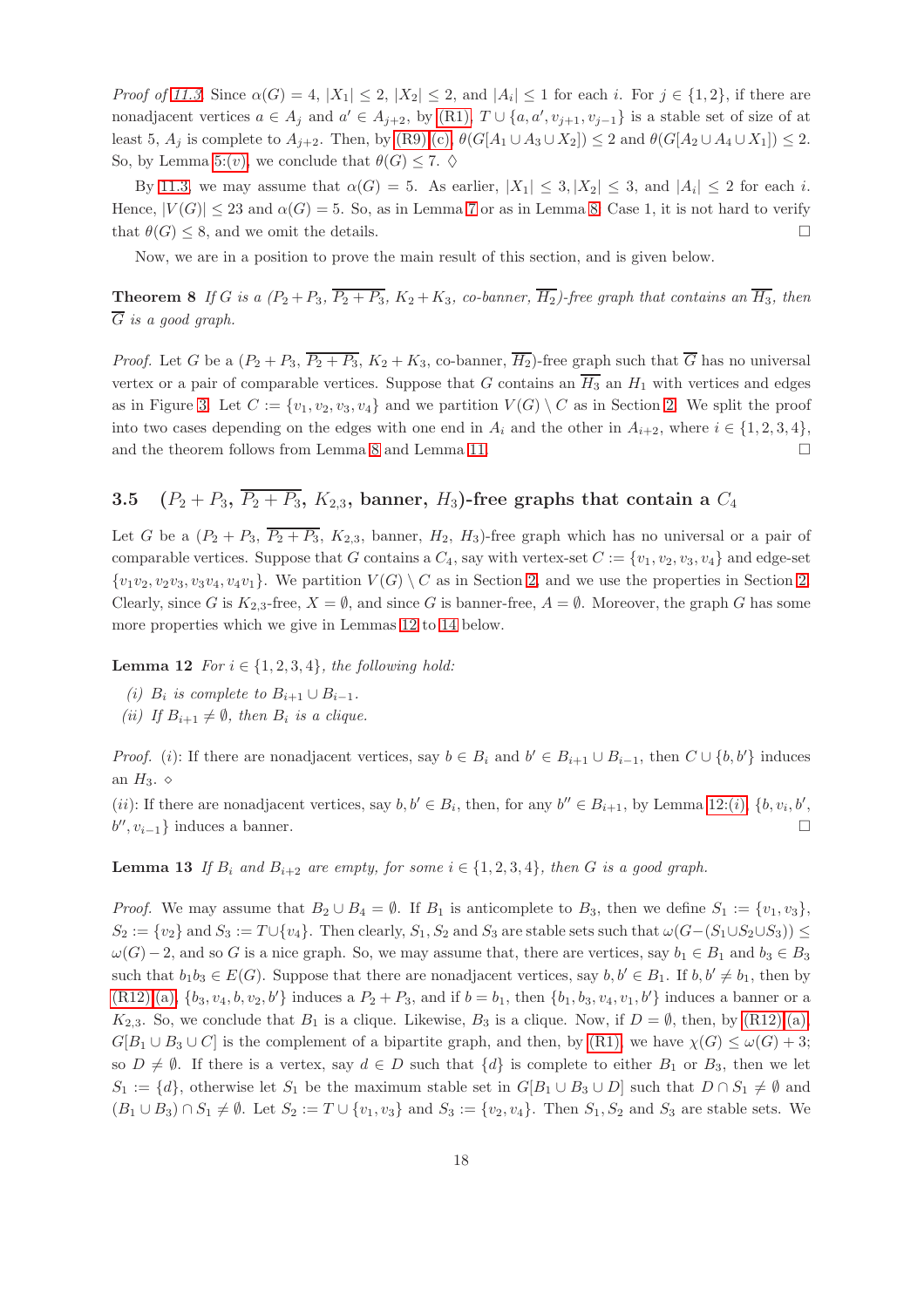*Proof of 11.3*. Since $\alpha(G) = 4$, $|X_1| \leq 2$, $|X_2| \leq 2$, and $|A_i| \leq 1$ for each $i$. For $j \in \{1, 2\}$, if there are nonadjacent vertices $a \in A_j$ and $a' \in A_{j+2}$, by (R1), $T \cup \{a, a', v_{j+1}, v_{j-1}\}$ is a stable set of size of at least 5, $A_j$ is complete to $A_{j+2}$. Then, by (R9):(c), $\theta(G[A_1 \cup A_3 \cup X_2]) \leq 2$ and $\theta(G[A_2 \cup A_4 \cup X_1]) \leq 2$. So, by Lemma 5:$(v)$, we conclude that $\theta(G) \leq 7$. $\Diamond$

By 11.3, we may assume that $\alpha(G) = 5$. As earlier, $|X_1| \leq 3, |X_2| \leq 3$, and $|A_i| \leq 2$ for each $i$. Hence, $|V(G)| \leq 23$ and $\alpha(G) = 5$. So, as in Lemma 7 or as in Lemma 8: Case 1, it is not hard to verify that $\theta(G) \leq 8$, and we omit the details. $\square$

Now, we are in a position to prove the main result of this section, and is given below.

**Theorem 8** *If $G$ is a ($P_2+P_3$, $\overline{P_2+P_3}$, $K_2+K_3$, co-banner, $\overline{H_2}$)-free graph that contains an $\overline{H_3}$, then $\overline{G}$ is a good graph.*

*Proof.* Let $G$ be a ($P_2+P_3$, $\overline{P_2+P_3}$, $K_2+K_3$, co-banner, $\overline{H_2}$)-free graph such that $\overline{G}$ has no universal vertex or a pair of comparable vertices. Suppose that $G$ contains an $\overline{H_3}$ an $H_1$ with vertices and edges as in Figure 3. Let $C := \{v_1, v_2, v_3, v_4\}$ and we partition $V(G) \setminus C$ as in Section 2. We split the proof into two cases depending on the edges with one end in $A_i$ and the other in $A_{i+2}$, where $i \in \{1, 2, 3, 4\}$, and the theorem follows from Lemma 8 and Lemma 11. $\square$

### 3.5 ($P_2+P_3$, $\overline{P_2+P_3}$, $K_{2,3}$, banner, $H_3$)-free graphs that contain a $C_4$

Let $G$ be a ($P_2+P_3$, $\overline{P_2+P_3}$, $K_{2,3}$, banner, $H_2$, $H_3$)-free graph which has no universal or a pair of comparable vertices. Suppose that $G$ contains a $C_4$, say with vertex-set $C := \{v_1, v_2, v_3, v_4\}$ and edge-set $\{v_1v_2, v_2v_3, v_3v_4, v_4v_1\}$. We partition $V(G) \setminus C$ as in Section 2, and we use the properties in Section 2. Clearly, since $G$ is $K_{2,3}$-free, $X = \emptyset$, and since $G$ is banner-free, $A = \emptyset$. Moreover, the graph $G$ has some more properties which we give in Lemmas 12 to 14 below.

**Lemma 12** *For $i \in \{1, 2, 3, 4\}$, the following hold:*

*(i) $B_i$ is complete to $B_{i+1} \cup B_{i-1}$.*

*(ii) If $B_{i+1} \neq \emptyset$, then $B_i$ is a clique.*

*Proof.* $(i)$: If there are nonadjacent vertices, say $b \in B_i$ and $b' \in B_{i+1} \cup B_{i-1}$, then $C \cup \{b, b'\}$ induces an $H_3$. $\diamond$

$(ii)$: If there are nonadjacent vertices, say $b, b' \in B_i$, then, for any $b'' \in B_{i+1}$, by Lemma 12:$(i)$, $\{b, v_i, b', b'', v_{i-1}\}$ induces a banner. $\square$

**Lemma 13** *If $B_i$ and $B_{i+2}$ are empty, for some $i \in \{1, 2, 3, 4\}$, then $G$ is a good graph.*

*Proof.* We may assume that $B_2 \cup B_4 = \emptyset$. If $B_1$ is anticomplete to $B_3$, then we define $S_1 := \{v_1, v_3\}$, $S_2 := \{v_2\}$ and $S_3 := T \cup \{v_4\}$. Then clearly, $S_1, S_2$ and $S_3$ are stable sets such that $\omega(G-(S_1 \cup S_2 \cup S_3)) \leq \omega(G) - 2$, and so $G$ is a nice graph. So, we may assume that, there are vertices, say $b_1 \in B_1$ and $b_3 \in B_3$ such that $b_1b_3 \in E(G)$. Suppose that there are nonadjacent vertices, say $b, b' \in B_1$. If $b, b' \neq b_1$, then by (R12):(a), $\{b_3, v_4, b, v_2, b'\}$ induces a $P_2+P_3$, and if $b = b_1$, then $\{b_1, b_3, v_4, v_1, b'\}$ induces a banner or a $K_{2,3}$. So, we conclude that $B_1$ is a clique. Likewise, $B_3$ is a clique. Now, if $D = \emptyset$, then, by (R12):(a), $G[B_1 \cup B_3 \cup C]$ is the complement of a bipartite graph, and then, by (R1), we have $\chi(G) \leq \omega(G) + 3$; so $D \neq \emptyset$. If there is a vertex, say $d \in D$ such that $\{d\}$ is complete to either $B_1$ or $B_3$, then we let $S_1 := \{d\}$, otherwise let $S_1$ be the maximum stable set in $G[B_1 \cup B_3 \cup D]$ such that $D \cap S_1 \neq \emptyset$ and $(B_1 \cup B_3) \cap S_1 \neq \emptyset$. Let $S_2 := T \cup \{v_1, v_3\}$ and $S_3 := \{v_2, v_4\}$. Then $S_1, S_2$ and $S_3$ are stable sets. We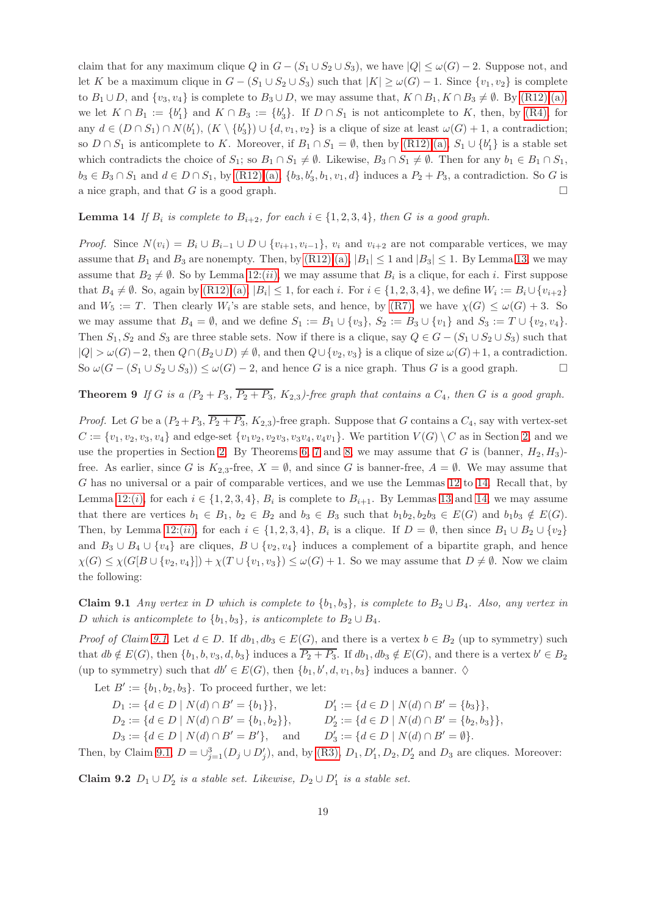claim that for any maximum clique $Q$ in $G - (S_1 \cup S_2 \cup S_3)$, we have $|Q| \leq \omega(G) - 2$. Suppose not, and let $K$ be a maximum clique in $G - (S_1 \cup S_2 \cup S_3)$ such that $|K| \geq \omega(G) - 1$. Since $\{v_1, v_2\}$ is complete to $B_1 \cup D$, and $\{v_3, v_4\}$ is complete to $B_3 \cup D$, we may assume that, $K \cap B_1, K \cap B_3 \neq \emptyset$. By (R12):(a), we let $K \cap B_1 := \{b_1'\}$ and $K \cap B_3 := \{b_3'\}$. If $D \cap S_1$ is not anticomplete to $K$, then, by (R4), for any $d \in (D \cap S_1) \cap N(b_1')$, $(K \setminus \{b_3'\}) \cup \{d, v_1, v_2\}$ is a clique of size at least $\omega(G) + 1$, a contradiction; so $D \cap S_1$ is anticomplete to $K$. Moreover, if $B_1 \cap S_1 = \emptyset$, then by (R12):(a), $S_1 \cup \{b_1'\}$ is a stable set which contradicts the choice of $S_1$; so $B_1 \cap S_1 \neq \emptyset$. Likewise, $B_3 \cap S_1 \neq \emptyset$. Then for any $b_1 \in B_1 \cap S_1$, $b_3 \in B_3 \cap S_1$ and $d \in D \cap S_1$, by (R12):(a), $\{b_3, b_3', b_1, v_1, d\}$ induces a $P_2 + P_3$, a contradiction. So $G$ is a nice graph, and that $G$ is a good graph. □

**Lemma 14** *If $B_i$ is complete to $B_{i+2}$, for each $i \in \{1, 2, 3, 4\}$, then $G$ is a good graph.*

*Proof.* Since $N(v_i) = B_i \cup B_{i-1} \cup D \cup \{v_{i+1}, v_{i-1}\}$, $v_i$ and $v_{i+2}$ are not comparable vertices, we may assume that $B_1$ and $B_3$ are nonempty. Then, by (R12):(a), $|B_1| \leq 1$ and $|B_3| \leq 1$. By Lemma 13, we may assume that $B_2 \neq \emptyset$. So by Lemma 12:(*ii*), we may assume that $B_i$ is a clique, for each $i$. First suppose that $B_4 \neq \emptyset$. So, again by (R12):(a), $|B_i| \leq 1$, for each $i$. For $i \in \{1, 2, 3, 4\}$, we define $W_i := B_i \cup \{v_{i+2}\}$ and $W_5 := T$. Then clearly $W_i$'s are stable sets, and hence, by (R7), we have $\chi(G) \leq \omega(G) + 3$. So we may assume that $B_4 = \emptyset$, and we define $S_1 := B_1 \cup \{v_3\}$, $S_2 := B_3 \cup \{v_1\}$ and $S_3 := T \cup \{v_2, v_4\}$. Then $S_1, S_2$ and $S_3$ are three stable sets. Now if there is a clique, say $Q \in G - (S_1 \cup S_2 \cup S_3)$ such that $|Q| > \omega(G) - 2$, then $Q \cap (B_2 \cup D) \neq \emptyset$, and then $Q \cup \{v_2, v_3\}$ is a clique of size $\omega(G) + 1$, a contradiction. So $\omega(G - (S_1 \cup S_2 \cup S_3)) \leq \omega(G) - 2$, and hence $G$ is a nice graph. Thus $G$ is a good graph. □

**Theorem 9** *If $G$ is a ($P_2 + P_3$, $\overline{P_2 + P_3}$, $K_{2,3}$)-free graph that contains a $C_4$, then $G$ is a good graph.*

*Proof.* Let $G$ be a ($P_2 + P_3$, $\overline{P_2 + P_3}$, $K_{2,3}$)-free graph. Suppose that $G$ contains a $C_4$, say with vertex-set $C := \{v_1, v_2, v_3, v_4\}$ and edge-set $\{v_1v_2, v_2v_3, v_3v_4, v_4v_1\}$. We partition $V(G) \setminus C$ as in Section 2, and we use the properties in Section 2. By Theorems 6, 7 and 8, we may assume that $G$ is (banner, $H_2, H_3$)-free. As earlier, since $G$ is $K_{2,3}$-free, $X = \emptyset$, and since $G$ is banner-free, $A = \emptyset$. We may assume that $G$ has no universal or a pair of comparable vertices, and we use the Lemmas 12 to 14. Recall that, by Lemma 12:(*i*), for each $i \in \{1, 2, 3, 4\}$, $B_i$ is complete to $B_{i+1}$. By Lemmas 13 and 14, we may assume that there are vertices $b_1 \in B_1$, $b_2 \in B_2$ and $b_3 \in B_3$ such that $b_1b_2, b_2b_3 \in E(G)$ and $b_1b_3 \notin E(G)$. Then, by Lemma 12:(*ii*), for each $i \in \{1, 2, 3, 4\}$, $B_i$ is a clique. If $D = \emptyset$, then since $B_1 \cup B_2 \cup \{v_2\}$ and $B_3 \cup B_4 \cup \{v_4\}$ are cliques, $B \cup \{v_2, v_4\}$ induces a complement of a bipartite graph, and hence $\chi(G) \leq \chi(G[B \cup \{v_2, v_4\}]) + \chi(T \cup \{v_1, v_3\}) \leq \omega(G) + 1$. So we may assume that $D \neq \emptyset$. Now we claim the following:

**Claim 9.1** *Any vertex in $D$ which is complete to $\{b_1, b_3\}$, is complete to $B_2 \cup B_4$. Also, any vertex in $D$ which is anticomplete to $\{b_1, b_3\}$, is anticomplete to $B_2 \cup B_4$.*

*Proof of Claim 9.1.* Let $d \in D$. If $db_1, db_3 \in E(G)$, and there is a vertex $b \in B_2$ (up to symmetry) such that $db \notin E(G)$, then $\{b_1, b, v_3, d, b_3\}$ induces a $\overline{P_2 + P_3}$. If $db_1, db_3 \notin E(G)$, and there is a vertex $b' \in B_2$ (up to symmetry) such that $db' \in E(G)$, then $\{b_1, b', d, v_1, b_3\}$ induces a banner. ◊

Let $B' := \{b_1, b_2, b_3\}$. To proceed further, we let:

$D_1 := \{d \in D \mid N(d) \cap B' = \{b_1\}\}$, $\quad D_1' := \{d \in D \mid N(d) \cap B' = \{b_3\}\}$,
$D_2 := \{d \in D \mid N(d) \cap B' = \{b_1, b_2\}\}$, $\quad D_2' := \{d \in D \mid N(d) \cap B' = \{b_2, b_3\}\}$,
$D_3 := \{d \in D \mid N(d) \cap B' = B'\}$, and $\quad D_3' := \{d \in D \mid N(d) \cap B' = \emptyset\}$.

Then, by Claim 9.1, $D = \cup_{j=1}^{3}(D_j \cup D_j')$, and, by (R3), $D_1, D_1', D_2, D_2'$ and $D_3$ are cliques. Moreover:

**Claim 9.2** *$D_1 \cup D_2'$ is a stable set. Likewise, $D_2 \cup D_1'$ is a stable set.*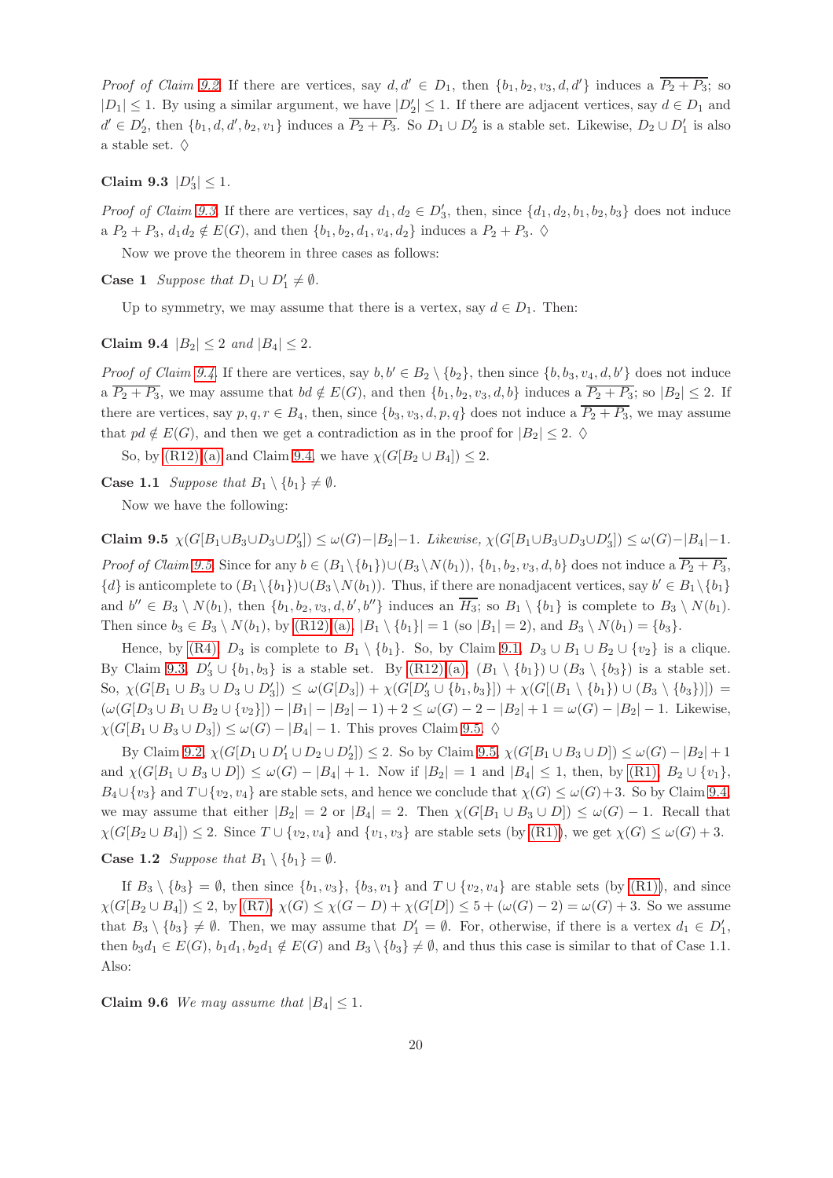*Proof of Claim 9.2.* If there are vertices, say $d, d' \in D_1$, then $\{b_1, b_2, v_3, d, d'\}$ induces a $\overline{P_2 + P_3}$; so $|D_1| \leq 1$. By using a similar argument, we have $|D_2'| \leq 1$. If there are adjacent vertices, say $d \in D_1$ and $d' \in D_2'$, then $\{b_1, d, d', b_2, v_1\}$ induces a $\overline{P_2 + P_3}$. So $D_1 \cup D_2'$ is a stable set. Likewise, $D_2 \cup D_1'$ is also a stable set. $\Diamond$

**Claim 9.3** $|D_3'| \leq 1$.

*Proof of Claim 9.3.* If there are vertices, say $d_1, d_2 \in D_3'$, then, since $\{d_1, d_2, b_1, b_2, b_3\}$ does not induce a $P_2 + P_3$, $d_1 d_2 \notin E(G)$, and then $\{b_1, b_2, d_1, v_4, d_2\}$ induces a $P_2 + P_3$. $\Diamond$

Now we prove the theorem in three cases as follows:

**Case 1** *Suppose that $D_1 \cup D_1' \neq \emptyset$.*

Up to symmetry, we may assume that there is a vertex, say $d \in D_1$. Then:

**Claim 9.4** *$|B_2| \leq 2$ and $|B_4| \leq 2$.*

*Proof of Claim 9.4.* If there are vertices, say $b, b' \in B_2 \setminus \{b_2\}$, then since $\{b, b_3, v_4, d, b'\}$ does not induce a $\overline{P_2 + P_3}$, we may assume that $bd \notin E(G)$, and then $\{b_1, b_2, v_3, d, b\}$ induces a $\overline{P_2 + P_3}$; so $|B_2| \leq 2$. If there are vertices, say $p, q, r \in B_4$, then, since $\{b_3, v_3, d, p, q\}$ does not induce a $\overline{P_2 + P_3}$, we may assume that $pd \notin E(G)$, and then we get a contradiction as in the proof for $|B_2| \leq 2$. $\Diamond$

So, by (R12):(a) and Claim 9.4, we have $\chi(G[B_2 \cup B_4]) \leq 2$.

**Case 1.1** *Suppose that $B_1 \setminus \{b_1\} \neq \emptyset$.*

Now we have the following:

**Claim 9.5** *$\chi(G[B_1 \cup B_3 \cup D_3 \cup D_3']) \leq \omega(G) - |B_2| - 1$. Likewise, $\chi(G[B_1 \cup B_3 \cup D_3 \cup D_3']) \leq \omega(G) - |B_4| - 1$.*

*Proof of Claim 9.5.* Since for any $b \in (B_1 \setminus \{b_1\}) \cup (B_3 \setminus N(b_1))$, $\{b_1, b_2, v_3, d, b\}$ does not induce a $\overline{P_2 + P_3}$, $\{d\}$ is anticomplete to $(B_1 \setminus \{b_1\}) \cup (B_3 \setminus N(b_1))$. Thus, if there are nonadjacent vertices, say $b' \in B_1 \setminus \{b_1\}$ and $b'' \in B_3 \setminus N(b_1)$, then $\{b_1, b_2, v_3, d, b', b''\}$ induces an $\overline{H_3}$; so $B_1 \setminus \{b_1\}$ is complete to $B_3 \setminus N(b_1)$. Then since $b_3 \in B_3 \setminus N(b_1)$, by (R12):(a), $|B_1 \setminus \{b_1\}| = 1$ (so $|B_1| = 2$), and $B_3 \setminus N(b_1) = \{b_3\}$.

Hence, by (R4), $D_3$ is complete to $B_1 \setminus \{b_1\}$. So, by Claim 9.1, $D_3 \cup B_1 \cup B_2 \cup \{v_2\}$ is a clique. By Claim 9.3, $D_3' \cup \{b_1, b_3\}$ is a stable set. By (R12):(a), $(B_1 \setminus \{b_1\}) \cup (B_3 \setminus \{b_3\})$ is a stable set. So, $\chi(G[B_1 \cup B_3 \cup D_3 \cup D_3']) \leq \omega(G[D_3]) + \chi(G[D_3' \cup \{b_1, b_3\}]) + \chi(G[(B_1 \setminus \{b_1\}) \cup (B_3 \setminus \{b_3\})]) = (\omega(G[D_3 \cup B_1 \cup B_2 \cup \{v_2\}]) - |B_1| - |B_2| - 1) + 2 \leq \omega(G) - 2 - |B_2| + 1 = \omega(G) - |B_2| - 1$. Likewise, $\chi(G[B_1 \cup B_3 \cup D_3]) \leq \omega(G) - |B_4| - 1$. This proves Claim 9.5. $\Diamond$

By Claim 9.2, $\chi(G[D_1 \cup D_1' \cup D_2 \cup D_2']) \leq 2$. So by Claim 9.5, $\chi(G[B_1 \cup B_3 \cup D]) \leq \omega(G) - |B_2| + 1$ and $\chi(G[B_1 \cup B_3 \cup D]) \leq \omega(G) - |B_4| + 1$. Now if $|B_2| = 1$ and $|B_4| \leq 1$, then, by (R1), $B_2 \cup \{v_1\}$, $B_4 \cup \{v_3\}$ and $T \cup \{v_2, v_4\}$ are stable sets, and hence we conclude that $\chi(G) \leq \omega(G) + 3$. So by Claim 9.4, we may assume that either $|B_2| = 2$ or $|B_4| = 2$. Then $\chi(G[B_1 \cup B_3 \cup D]) \leq \omega(G) - 1$. Recall that $\chi(G[B_2 \cup B_4]) \leq 2$. Since $T \cup \{v_2, v_4\}$ and $\{v_1, v_3\}$ are stable sets (by (R1)), we get $\chi(G) \leq \omega(G) + 3$.

**Case 1.2** *Suppose that $B_1 \setminus \{b_1\} = \emptyset$.*

If $B_3 \setminus \{b_3\} = \emptyset$, then since $\{b_1, v_3\}$, $\{b_3, v_1\}$ and $T \cup \{v_2, v_4\}$ are stable sets (by (R1)), and since $\chi(G[B_2 \cup B_4]) \leq 2$, by (R7), $\chi(G) \leq \chi(G - D) + \chi(G[D]) \leq 5 + (\omega(G) - 2) = \omega(G) + 3$. So we assume that $B_3 \setminus \{b_3\} \neq \emptyset$. Then, we may assume that $D_1' = \emptyset$. For, otherwise, if there is a vertex $d_1 \in D_1'$, then $b_3 d_1 \in E(G)$, $b_1 d_1, b_2 d_1 \notin E(G)$ and $B_3 \setminus \{b_3\} \neq \emptyset$, and thus this case is similar to that of Case 1.1. Also:

**Claim 9.6** *We may assume that $|B_4| \leq 1$.*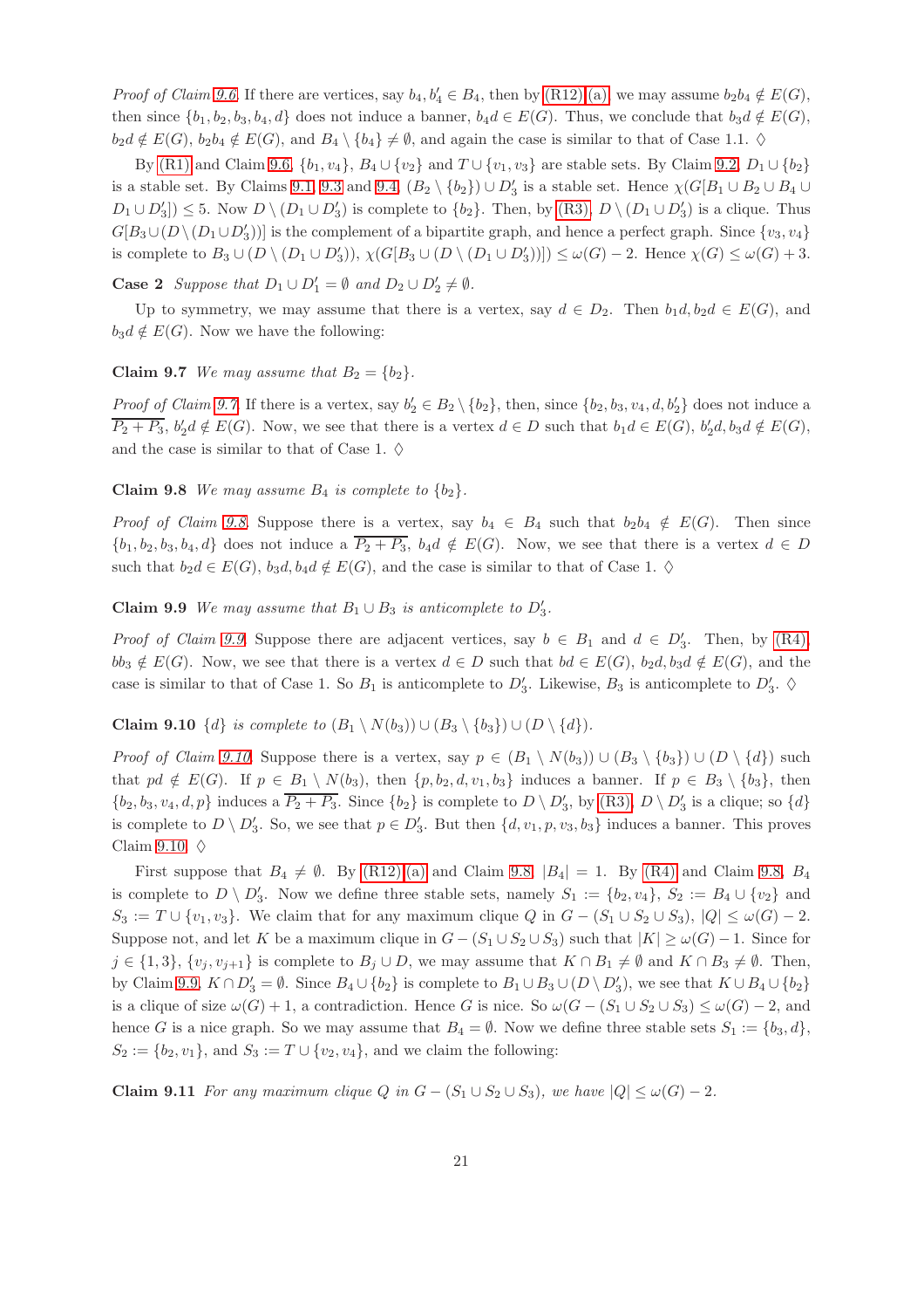*Proof of Claim 9.6.* If there are vertices, say $b_4, b_4' \in B_4$, then by (R12):(a), we may assume $b_2b_4 \notin E(G)$, then since $\{b_1, b_2, b_3, b_4, d\}$ does not induce a banner, $b_4d \in E(G)$. Thus, we conclude that $b_3d \notin E(G)$, $b_2d \notin E(G)$, $b_2b_4 \notin E(G)$, and $B_4 \setminus \{b_4\} \neq \emptyset$, and again the case is similar to that of Case 1.1. $\diamondsuit$

By (R1) and Claim 9.6, $\{b_1, v_4\}$, $B_4 \cup \{v_2\}$ and $T \cup \{v_1, v_3\}$ are stable sets. By Claim 9.2, $D_1 \cup \{b_2\}$ is a stable set. By Claims 9.1, 9.3 and 9.4, $(B_2 \setminus \{b_2\}) \cup D_3'$ is a stable set. Hence $\chi(G[B_1 \cup B_2 \cup B_4 \cup D_1 \cup D_3']) \leq 5$. Now $D \setminus (D_1 \cup D_3')$ is complete to $\{b_2\}$. Then, by (R3), $D \setminus (D_1 \cup D_3')$ is a clique. Thus $G[B_3 \cup (D \setminus (D_1 \cup D_3'))]$ is the complement of a bipartite graph, and hence a perfect graph. Since $\{v_3, v_4\}$ is complete to $B_3 \cup (D \setminus (D_1 \cup D_3'))$, $\chi(G[B_3 \cup (D \setminus (D_1 \cup D_3'))]) \leq \omega(G) - 2$. Hence $\chi(G) \leq \omega(G) + 3$.

**Case 2** *Suppose that $D_1 \cup D_1' = \emptyset$ and $D_2 \cup D_2' \neq \emptyset$.*

Up to symmetry, we may assume that there is a vertex, say $d \in D_2$. Then $b_1d, b_2d \in E(G)$, and $b_3d \notin E(G)$. Now we have the following:

**Claim 9.7** *We may assume that $B_2 = \{b_2\}$.*

*Proof of Claim 9.7.* If there is a vertex, say $b_2' \in B_2 \setminus \{b_2\}$, then, since $\{b_2, b_3, v_4, d, b_2'\}$ does not induce a $\overline{P_2 + P_3}$, $b_2'd \notin E(G)$. Now, we see that there is a vertex $d \in D$ such that $b_1d \in E(G)$, $b_2'd, b_3d \notin E(G)$, and the case is similar to that of Case 1. $\diamondsuit$

**Claim 9.8** *We may assume $B_4$ is complete to $\{b_2\}$.*

*Proof of Claim 9.8.* Suppose there is a vertex, say $b_4 \in B_4$ such that $b_2b_4 \notin E(G)$. Then since $\{b_1, b_2, b_3, b_4, d\}$ does not induce a $\overline{P_2 + P_3}$, $b_4d \notin E(G)$. Now, we see that there is a vertex $d \in D$ such that $b_2d \in E(G)$, $b_3d, b_4d \notin E(G)$, and the case is similar to that of Case 1. $\diamondsuit$

**Claim 9.9** *We may assume that $B_1 \cup B_3$ is anticomplete to $D_3'$.*

*Proof of Claim 9.9.* Suppose there are adjacent vertices, say $b \in B_1$ and $d \in D_3'$. Then, by (R4), $bb_3 \notin E(G)$. Now, we see that there is a vertex $d \in D$ such that $bd \in E(G)$, $b_2d, b_3d \notin E(G)$, and the case is similar to that of Case 1. So $B_1$ is anticomplete to $D_3'$. Likewise, $B_3$ is anticomplete to $D_3'$. $\diamondsuit$

**Claim 9.10** *$\{d\}$ is complete to $(B_1 \setminus N(b_3)) \cup (B_3 \setminus \{b_3\}) \cup (D \setminus \{d\})$.*

*Proof of Claim 9.10.* Suppose there is a vertex, say $p \in (B_1 \setminus N(b_3)) \cup (B_3 \setminus \{b_3\}) \cup (D \setminus \{d\})$ such that $pd \notin E(G)$. If $p \in B_1 \setminus N(b_3)$, then $\{p, b_2, d, v_1, b_3\}$ induces a banner. If $p \in B_3 \setminus \{b_3\}$, then $\{b_2, b_3, v_4, d, p\}$ induces a $\overline{P_2 + P_3}$. Since $\{b_2\}$ is complete to $D \setminus D_3'$, by (R3), $D \setminus D_3'$ is a clique; so $\{d\}$ is complete to $D \setminus D_3'$. So, we see that $p \in D_3'$. But then $\{d, v_1, p, v_3, b_3\}$ induces a banner. This proves Claim 9.10. $\diamondsuit$

First suppose that $B_4 \neq \emptyset$. By (R12):(a) and Claim 9.8, $|B_4| = 1$. By (R4) and Claim 9.8, $B_4$ is complete to $D \setminus D_3'$. Now we define three stable sets, namely $S_1 := \{b_2, v_4\}$, $S_2 := B_4 \cup \{v_2\}$ and $S_3 := T \cup \{v_1, v_3\}$. We claim that for any maximum clique $Q$ in $G - (S_1 \cup S_2 \cup S_3)$, $|Q| \leq \omega(G) - 2$. Suppose not, and let $K$ be a maximum clique in $G - (S_1 \cup S_2 \cup S_3)$ such that $|K| \geq \omega(G) - 1$. Since for $j \in \{1, 3\}$, $\{v_j, v_{j+1}\}$ is complete to $B_j \cup D$, we may assume that $K \cap B_1 \neq \emptyset$ and $K \cap B_3 \neq \emptyset$. Then, by Claim 9.9, $K \cap D_3' = \emptyset$. Since $B_4 \cup \{b_2\}$ is complete to $B_1 \cup B_3 \cup (D \setminus D_3')$, we see that $K \cup B_4 \cup \{b_2\}$ is a clique of size $\omega(G) + 1$, a contradiction. Hence $G$ is nice. So $\omega(G - (S_1 \cup S_2 \cup S_3) \leq \omega(G) - 2$, and hence $G$ is a nice graph. So we may assume that $B_4 = \emptyset$. Now we define three stable sets $S_1 := \{b_3, d\}$, $S_2 := \{b_2, v_1\}$, and $S_3 := T \cup \{v_2, v_4\}$, and we claim the following:

**Claim 9.11** *For any maximum clique $Q$ in $G - (S_1 \cup S_2 \cup S_3)$, we have $|Q| \leq \omega(G) - 2$.*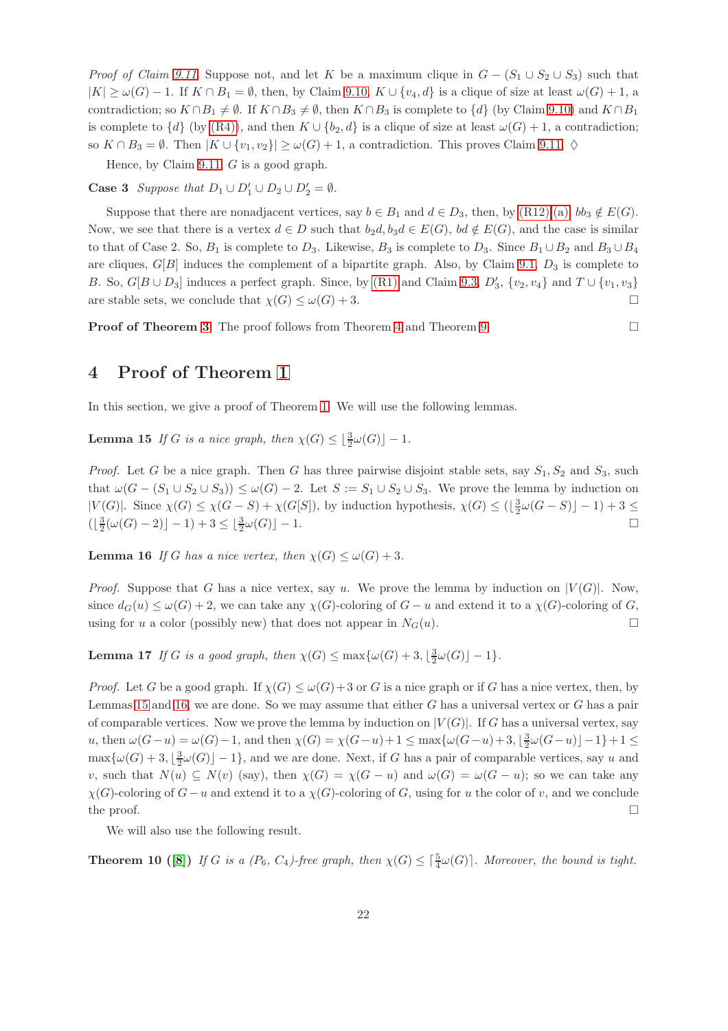*Proof of Claim 9.11.* Suppose not, and let $K$ be a maximum clique in $G - (S_1 \cup S_2 \cup S_3)$ such that $|K| \geq \omega(G) - 1$. If $K \cap B_1 = \emptyset$, then, by Claim 9.10, $K \cup \{v_4, d\}$ is a clique of size at least $\omega(G) + 1$, a contradiction; so $K \cap B_1 \neq \emptyset$. If $K \cap B_3 \neq \emptyset$, then $K \cap B_3$ is complete to $\{d\}$ (by Claim 9.10) and $K \cap B_1$ is complete to $\{d\}$ (by (R4)), and then $K \cup \{b_2, d\}$ is a clique of size at least $\omega(G) + 1$, a contradiction; so $K \cap B_3 = \emptyset$. Then $|K \cup \{v_1, v_2\}| \geq \omega(G) + 1$, a contradiction. This proves Claim 9.11. $\diamondsuit$

Hence, by Claim 9.11, $G$ is a good graph.

**Case 3** *Suppose that $D_1 \cup D_1' \cup D_2 \cup D_2' = \emptyset$.*

Suppose that there are nonadjacent vertices, say $b \in B_1$ and $d \in D_3$, then, by (R12):(a), $bb_3 \notin E(G)$. Now, we see that there is a vertex $d \in D$ such that $b_2d, b_3d \in E(G)$, $bd \notin E(G)$, and the case is similar to that of Case 2. So, $B_1$ is complete to $D_3$. Likewise, $B_3$ is complete to $D_3$. Since $B_1 \cup B_2$ and $B_3 \cup B_4$ are cliques, $G[B]$ induces the complement of a bipartite graph. Also, by Claim 9.1, $D_3$ is complete to $B$. So, $G[B \cup D_3]$ induces a perfect graph. Since, by (R1) and Claim 9.3, $D_3'$, $\{v_2, v_4\}$ and $T \cup \{v_1, v_3\}$ are stable sets, we conclude that $\chi(G) \leq \omega(G) + 3$. $\square$

**Proof of Theorem 3** The proof follows from Theorem 4 and Theorem 9. $\square$

## 4 Proof of Theorem 1

In this section, we give a proof of Theorem 1. We will use the following lemmas.

**Lemma 15** *If $G$ is a nice graph, then $\chi(G) \leq \lfloor \frac{3}{2}\omega(G) \rfloor - 1$.*

*Proof.* Let $G$ be a nice graph. Then $G$ has three pairwise disjoint stable sets, say $S_1, S_2$ and $S_3$, such that $\omega(G - (S_1 \cup S_2 \cup S_3)) \leq \omega(G) - 2$. Let $S := S_1 \cup S_2 \cup S_3$. We prove the lemma by induction on $|V(G)|$. Since $\chi(G) \leq \chi(G - S) + \chi(G[S])$, by induction hypothesis, $\chi(G) \leq (\lfloor \frac{3}{2}\omega(G - S) \rfloor - 1) + 3 \leq (\lfloor \frac{3}{2}(\omega(G) - 2) \rfloor - 1) + 3 \leq \lfloor \frac{3}{2}\omega(G) \rfloor - 1$. $\square$

**Lemma 16** *If $G$ has a nice vertex, then $\chi(G) \leq \omega(G) + 3$.*

*Proof.* Suppose that $G$ has a nice vertex, say $u$. We prove the lemma by induction on $|V(G)|$. Now, since $d_G(u) \leq \omega(G) + 2$, we can take any $\chi(G)$-coloring of $G - u$ and extend it to a $\chi(G)$-coloring of $G$, using for $u$ a color (possibly new) that does not appear in $N_G(u)$. $\square$

**Lemma 17** *If $G$ is a good graph, then $\chi(G) \leq \max\{\omega(G) + 3, \lfloor \frac{3}{2}\omega(G) \rfloor - 1\}$.*

*Proof.* Let $G$ be a good graph. If $\chi(G) \leq \omega(G) + 3$ or $G$ is a nice graph or if $G$ has a nice vertex, then, by Lemmas 15 and 16, we are done. So we may assume that either $G$ has a universal vertex or $G$ has a pair of comparable vertices. Now we prove the lemma by induction on $|V(G)|$. If $G$ has a universal vertex, say $u$, then $\omega(G - u) = \omega(G) - 1$, and then $\chi(G) = \chi(G - u) + 1 \leq \max\{\omega(G - u) + 3, \lfloor \frac{3}{2}\omega(G - u) \rfloor - 1\} + 1 \leq \max\{\omega(G) + 3, \lfloor \frac{3}{2}\omega(G) \rfloor - 1\}$, and we are done. Next, if $G$ has a pair of comparable vertices, say $u$ and $v$, such that $N(u) \subseteq N(v)$ (say), then $\chi(G) = \chi(G - u)$ and $\omega(G) = \omega(G - u)$; so we can take any $\chi(G)$-coloring of $G - u$ and extend it to a $\chi(G)$-coloring of $G$, using for $u$ the color of $v$, and we conclude the proof. $\square$

We will also use the following result.

**Theorem 10 ([8])** *If $G$ is a ($P_6$, $C_4$)-free graph, then $\chi(G) \leq \lceil \frac{5}{4}\omega(G) \rceil$. Moreover, the bound is tight.*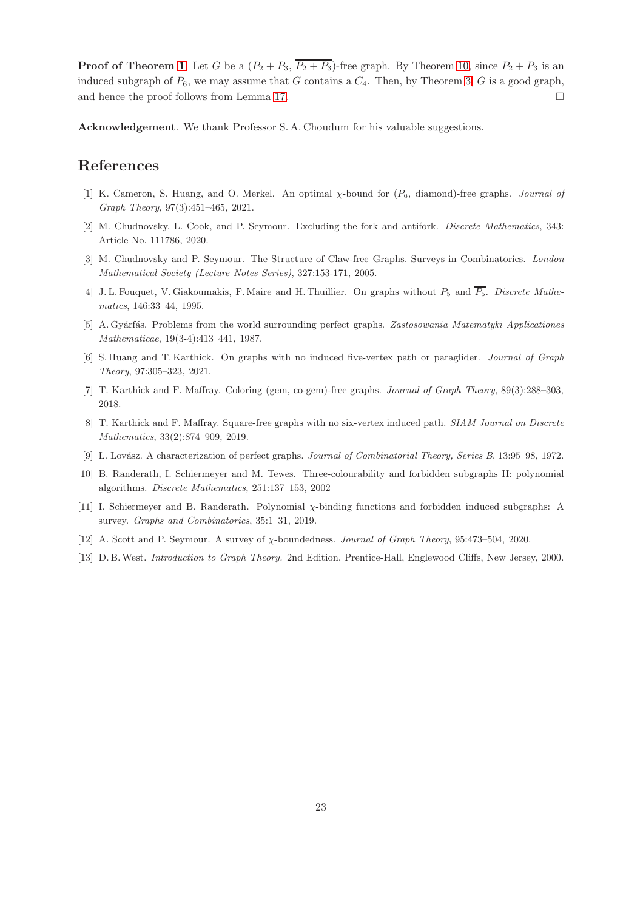**Proof of Theorem 1.** Let $G$ be a ($P_2 + P_3$, $\overline{P_2 + P_3}$)-free graph. By Theorem 10, since $P_2 + P_3$ is an induced subgraph of $P_6$, we may assume that $G$ contains a $C_4$. Then, by Theorem 3, $G$ is a good graph, and hence the proof follows from Lemma 17. □

**Acknowledgement**. We thank Professor S. A. Choudum for his valuable suggestions.

# References

[1] K. Cameron, S. Huang, and O. Merkel. An optimal $\chi$-bound for ($P_6$, diamond)-free graphs. *Journal of Graph Theory*, 97(3):451–465, 2021.

[2] M. Chudnovsky, L. Cook, and P. Seymour. Excluding the fork and antifork. *Discrete Mathematics*, 343: Article No. 111786, 2020.

[3] M. Chudnovsky and P. Seymour. The Structure of Claw-free Graphs. Surveys in Combinatorics. *London Mathematical Society (Lecture Notes Series)*, 327:153-171, 2005.

[4] J. L. Fouquet, V. Giakoumakis, F. Maire and H. Thuillier. On graphs without $P_5$ and $\overline{P_5}$. *Discrete Mathematics*, 146:33–44, 1995.

[5] A. Gyárfás. Problems from the world surrounding perfect graphs. *Zastosowania Matematyki Applicationes Mathematicae*, 19(3-4):413–441, 1987.

[6] S. Huang and T. Karthick. On graphs with no induced five-vertex path or paraglider. *Journal of Graph Theory*, 97:305–323, 2021.

[7] T. Karthick and F. Maffray. Coloring (gem, co-gem)-free graphs. *Journal of Graph Theory*, 89(3):288–303, 2018.

[8] T. Karthick and F. Maffray. Square-free graphs with no six-vertex induced path. *SIAM Journal on Discrete Mathematics*, 33(2):874–909, 2019.

[9] L. Lovász. A characterization of perfect graphs. *Journal of Combinatorial Theory, Series B*, 13:95–98, 1972.

[10] B. Randerath, I. Schiermeyer and M. Tewes. Three-colourability and forbidden subgraphs II: polynomial algorithms. *Discrete Mathematics*, 251:137–153, 2002

[11] I. Schiermeyer and B. Randerath. Polynomial $\chi$-binding functions and forbidden induced subgraphs: A survey. *Graphs and Combinatorics*, 35:1–31, 2019.

[12] A. Scott and P. Seymour. A survey of $\chi$-boundedness. *Journal of Graph Theory*, 95:473–504, 2020.

[13] D. B. West. *Introduction to Graph Theory*. 2nd Edition, Prentice-Hall, Englewood Cliffs, New Jersey, 2000.